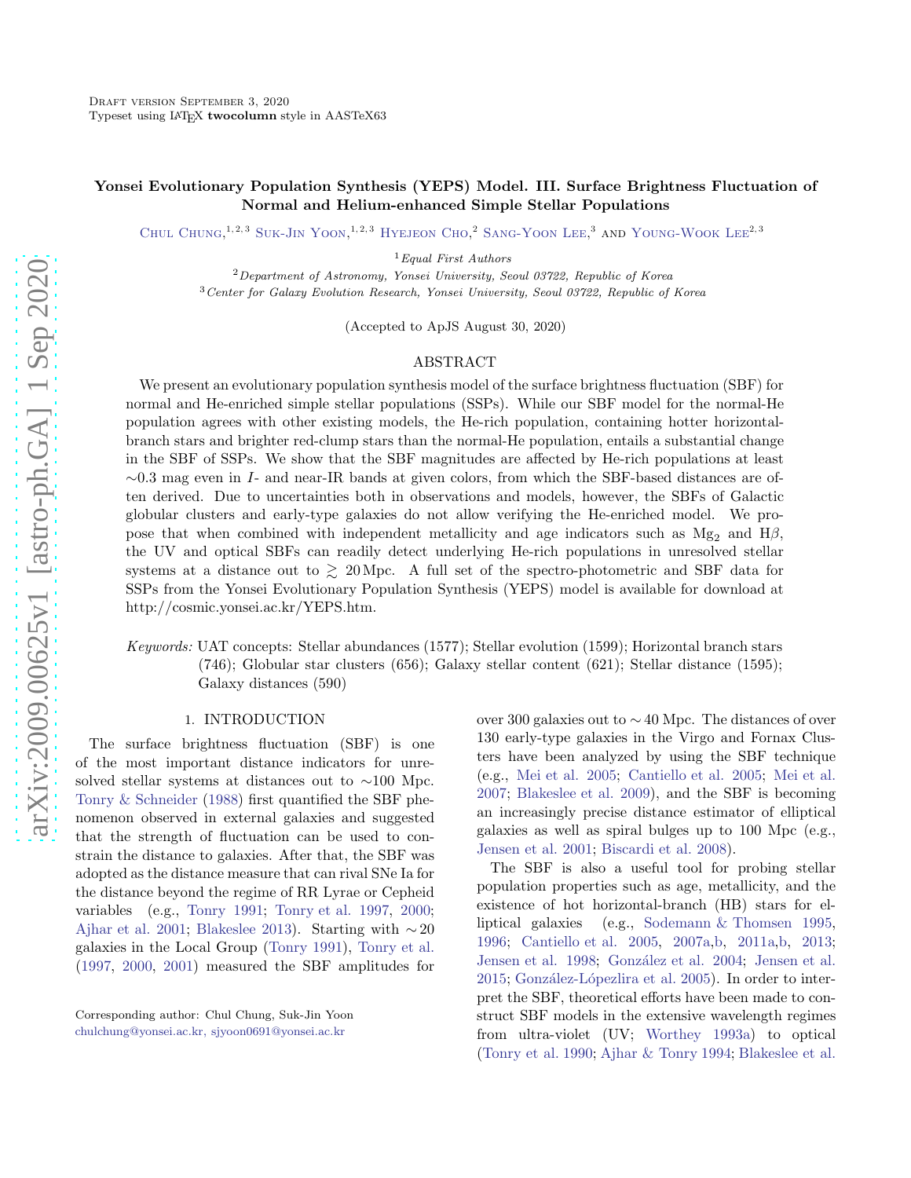# Yonsei Evolutionary Population Synthesis (YEPS) Model. III. Surface Brightness Fluctuation of Normal and Helium-enhanced Simple Stellar Populations

Chul Chung,[1,2,3] Suk-Jin Yoon,[1,2,3] Hyejeon Cho,[2] Sang-Yoon Lee,[3] and Young-Wook Lee[2,3]

[1]*Equal First Authors*

[2]*Department of Astronomy, Yonsei University, Seoul 03722, Republic of Korea*

[3]*Center for Galaxy Evolution Research, Yonsei University, Seoul 03722, Republic of Korea*

(Accepted to ApJS August 30, 2020)

## ABSTRACT

We present an evolutionary population synthesis model of the surface brightness fluctuation (SBF) for normal and He-enriched simple stellar populations (SSPs). While our SBF model for the normal-He population agrees with other existing models, the He-rich population, containing hotter horizontal-branch stars and brighter red-clump stars than the normal-He population, entails a substantial change in the SBF of SSPs. We show that the SBF magnitudes are affected by He-rich populations at least ∼0.3 mag even in *I*- and near-IR bands at given colors, from which the SBF-based distances are often derived. Due to uncertainties both in observations and models, however, the SBFs of Galactic globular clusters and early-type galaxies do not allow verifying the He-enriched model. We propose that when combined with independent metallicity and age indicators such as $Mg_2$ and H$\beta$, the UV and optical SBFs can readily detect underlying He-rich populations in unresolved stellar systems at a distance out to $\gtrsim$ 20 Mpc. A full set of the spectro-photometric and SBF data for SSPs from the Yonsei Evolutionary Population Synthesis (YEPS) model is available for download at http://cosmic.yonsei.ac.kr/YEPS.htm.

*Keywords:* UAT concepts: Stellar abundances (1577); Stellar evolution (1599); Horizontal branch stars (746); Globular star clusters (656); Galaxy stellar content (621); Stellar distance (1595); Galaxy distances (590)

## 1. INTRODUCTION

The surface brightness fluctuation (SBF) is one of the most important distance indicators for unresolved stellar systems at distances out to ∼100 Mpc. Tonry & Schneider (1988) first quantified the SBF phenomenon observed in external galaxies and suggested that the strength of fluctuation can be used to constrain the distance to galaxies. After that, the SBF was adopted as the distance measure that can rival SNe Ia for the distance beyond the regime of RR Lyrae or Cepheid variables (e.g., Tonry 1991; Tonry et al. 1997, 2000; Ajhar et al. 2001; Blakeslee 2013). Starting with ∼20 galaxies in the Local Group (Tonry 1991), Tonry et al. (1997, 2000, 2001) measured the SBF amplitudes for over 300 galaxies out to ∼40 Mpc. The distances of over 130 early-type galaxies in the Virgo and Fornax Clusters have been analyzed by using the SBF technique (e.g., Mei et al. 2005; Cantiello et al. 2005; Mei et al. 2007; Blakeslee et al. 2009), and the SBF is becoming an increasingly precise distance estimator of elliptical galaxies as well as spiral bulges up to 100 Mpc (e.g., Jensen et al. 2001; Biscardi et al. 2008).

The SBF is also a useful tool for probing stellar population properties such as age, metallicity, and the existence of hot horizontal-branch (HB) stars for elliptical galaxies (e.g., Sodemann & Thomsen 1995, 1996; Cantiello et al. 2005, 2007a,b, 2011a,b, 2013; Jensen et al. 1998; González et al. 2004; Jensen et al. 2015; González-Lópezlira et al. 2005). In order to interpret the SBF, theoretical efforts have been made to construct SBF models in the extensive wavelength regimes from ultra-violet (UV; Worthey 1993a) to optical (Tonry et al. 1990; Ajhar & Tonry 1994; Blakeslee et al.

Corresponding author: Chul Chung, Suk-Jin Yoon
chulchung@yonsei.ac.kr, sjyoon0691@yonsei.ac.kr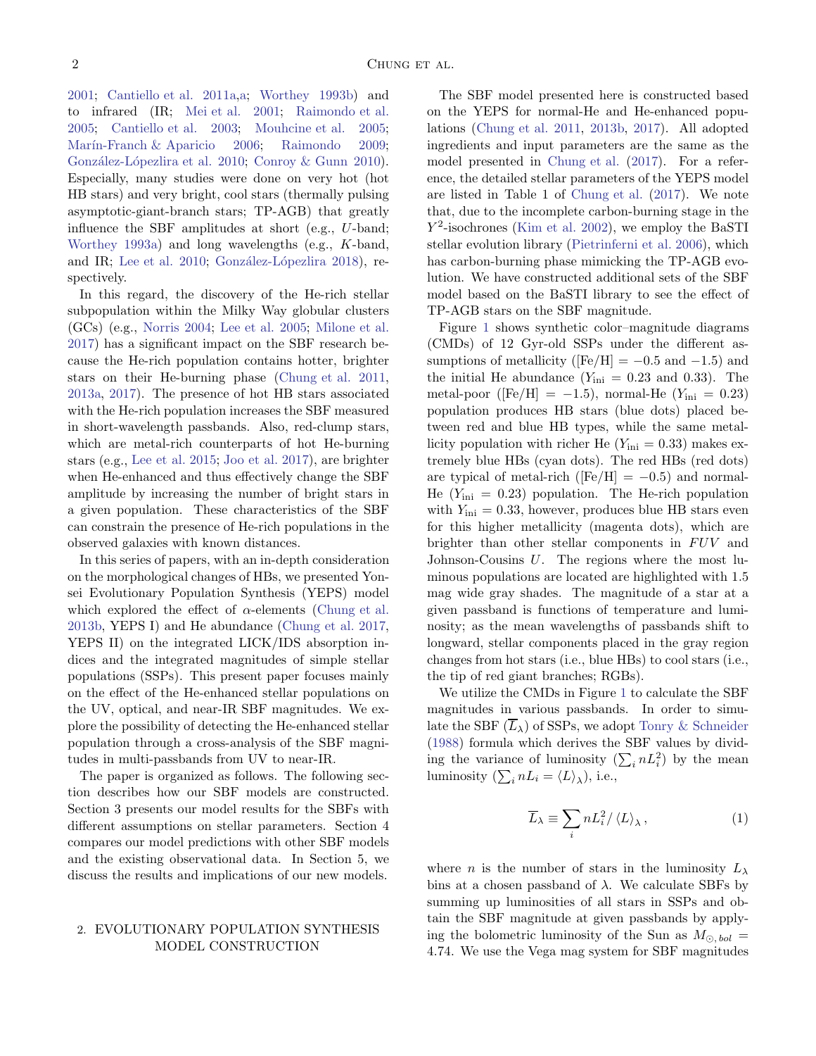2001; Cantiello et al. 2011a,a; Worthey 1993b) and to infrared (IR; Mei et al. 2001; Raimondo et al. 2005; Cantiello et al. 2003; Mouhcine et al. 2005; Marín-Franch & Aparicio 2006; Raimondo 2009; González-Lópezlira et al. 2010; Conroy & Gunn 2010). Especially, many studies were done on very hot (hot HB stars) and very bright, cool stars (thermally pulsing asymptotic-giant-branch stars; TP-AGB) that greatly influence the SBF amplitudes at short (e.g., $U$-band; Worthey 1993a) and long wavelengths (e.g., $K$-band, and IR; Lee et al. 2010; González-Lópezlira 2018), respectively.

In this regard, the discovery of the He-rich stellar subpopulation within the Milky Way globular clusters (GCs) (e.g., Norris 2004; Lee et al. 2005; Milone et al. 2017) has a significant impact on the SBF research because the He-rich population contains hotter, brighter stars on their He-burning phase (Chung et al. 2011, 2013a, 2017). The presence of hot HB stars associated with the He-rich population increases the SBF measured in short-wavelength passbands. Also, red-clump stars, which are metal-rich counterparts of hot He-burning stars (e.g., Lee et al. 2015; Joo et al. 2017), are brighter when He-enhanced and thus effectively change the SBF amplitude by increasing the number of bright stars in a given population. These characteristics of the SBF can constrain the presence of He-rich populations in the observed galaxies with known distances.

In this series of papers, with an in-depth consideration on the morphological changes of HBs, we presented Yonsei Evolutionary Population Synthesis (YEPS) model which explored the effect of $\alpha$-elements (Chung et al. 2013b, YEPS I) and He abundance (Chung et al. 2017, YEPS II) on the integrated LICK/IDS absorption indices and the integrated magnitudes of simple stellar populations (SSPs). This present paper focuses mainly on the effect of the He-enhanced stellar populations on the UV, optical, and near-IR SBF magnitudes. We explore the possibility of detecting the He-enhanced stellar population through a cross-analysis of the SBF magnitudes in multi-passbands from UV to near-IR.

The paper is organized as follows. The following section describes how our SBF models are constructed. Section 3 presents our model results for the SBFs with different assumptions on stellar parameters. Section 4 compares our model predictions with other SBF models and the existing observational data. In Section 5, we discuss the results and implications of our new models.

## 2. EVOLUTIONARY POPULATION SYNTHESIS MODEL CONSTRUCTION

The SBF model presented here is constructed based on the YEPS for normal-He and He-enhanced populations (Chung et al. 2011, 2013b, 2017). All adopted ingredients and input parameters are the same as the model presented in Chung et al. (2017). For a reference, the detailed stellar parameters of the YEPS model are listed in Table 1 of Chung et al. (2017). We note that, due to the incomplete carbon-burning stage in the $Y^2$-isochrones (Kim et al. 2002), we employ the BaSTI stellar evolution library (Pietrinferni et al. 2006), which has carbon-burning phase mimicking the TP-AGB evolution. We have constructed additional sets of the SBF model based on the BaSTI library to see the effect of TP-AGB stars on the SBF magnitude.

Figure 1 shows synthetic color–magnitude diagrams (CMDs) of 12 Gyr-old SSPs under the different assumptions of metallicity ([Fe/H] = $-0.5$ and $-1.5$) and the initial He abundance ($Y_{\rm ini}$ = 0.23 and 0.33). The metal-poor ([Fe/H] = $-1.5$), normal-He ($Y_{\rm ini}$ = 0.23) population produces HB stars (blue dots) placed between red and blue HB types, while the same metallicity population with richer He ($Y_{\rm ini}$ = 0.33) makes extremely blue HBs (cyan dots). The red HBs (red dots) are typical of metal-rich ([Fe/H] = $-0.5$) and normal-He ($Y_{\rm ini}$ = 0.23) population. The He-rich population with $Y_{\rm ini}$ = 0.33, however, produces blue HB stars even for this higher metallicity (magenta dots), which are brighter than other stellar components in $FUV$ and Johnson-Cousins $U$. The regions where the most luminous populations are located are highlighted with 1.5 mag wide gray shades. The magnitude of a star at a given passband is functions of temperature and luminosity; as the mean wavelengths of passbands shift to longward, stellar components placed in the gray region changes from hot stars (i.e., blue HBs) to cool stars (i.e., the tip of red giant branches; RGBs).

We utilize the CMDs in Figure 1 to calculate the SBF magnitudes in various passbands. In order to simulate the SBF ($\overline{L}_\lambda$) of SSPs, we adopt Tonry & Schneider (1988) formula which derives the SBF values by dividing the variance of luminosity ($\sum_i nL_i^2$) by the mean luminosity ($\sum_i nL_i = \langle L \rangle_\lambda$), i.e.,

$$\overline{L}_\lambda \equiv \sum_i nL_i^2 / \langle L \rangle_\lambda \,, \tag{1}$$

where $n$ is the number of stars in the luminosity $L_\lambda$ bins at a chosen passband of $\lambda$. We calculate SBFs by summing up luminosities of all stars in SSPs and obtain the SBF magnitude at given passbands by applying the bolometric luminosity of the Sun as $M_{\odot,\,bol}$ = 4.74. We use the Vega mag system for SBF magnitudes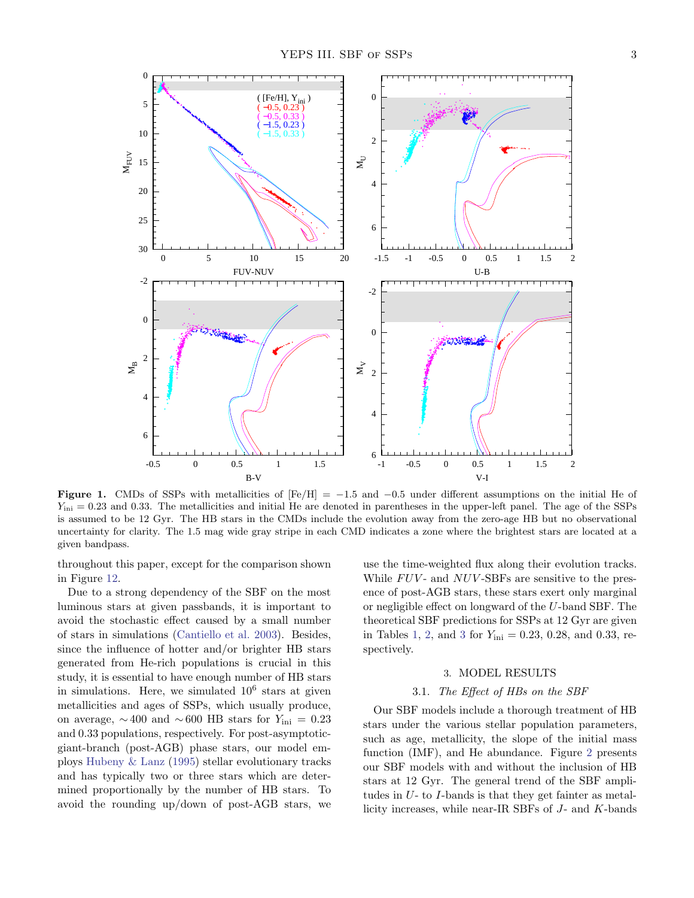**Figure 1.** CMDs of SSPs with metallicities of [Fe/H] = −1.5 and −0.5 under different assumptions on the initial He of $Y_{\rm ini} = 0.23$ and 0.33. The metallicities and initial He are denoted in parentheses in the upper-left panel. The age of the SSPs is assumed to be 12 Gyr. The HB stars in the CMDs include the evolution away from the zero-age HB but no observational uncertainty for clarity. The 1.5 mag wide gray stripe in each CMD indicates a zone where the brightest stars are located at a given bandpass.

throughout this paper, except for the comparison shown in Figure 12.

Due to a strong dependency of the SBF on the most luminous stars at given passbands, it is important to avoid the stochastic effect caused by a small number of stars in simulations (Cantiello et al. 2003). Besides, since the influence of hotter and/or brighter HB stars generated from He-rich populations is crucial in this study, it is essential to have enough number of HB stars in simulations. Here, we simulated $10^6$ stars at given metallicities and ages of SSPs, which usually produce, on average, ∼400 and ∼600 HB stars for $Y_{\rm ini} = 0.23$ and 0.33 populations, respectively. For post-asymptotic-giant-branch (post-AGB) phase stars, our model employs Hubeny & Lanz (1995) stellar evolutionary tracks and has typically two or three stars which are determined proportionally by the number of HB stars. To avoid the rounding up/down of post-AGB stars, we use the time-weighted flux along their evolution tracks. While *FUV*- and *NUV*-SBFs are sensitive to the presence of post-AGB stars, these stars exert only marginal or negligible effect on longward of the *U*-band SBF. The theoretical SBF predictions for SSPs at 12 Gyr are given in Tables 1, 2, and 3 for $Y_{\rm ini} = 0.23$, 0.28, and 0.33, respectively.

## 3. MODEL RESULTS

### 3.1. *The Effect of HBs on the SBF*

Our SBF models include a thorough treatment of HB stars under the various stellar population parameters, such as age, metallicity, the slope of the initial mass function (IMF), and He abundance. Figure 2 presents our SBF models with and without the inclusion of HB stars at 12 Gyr. The general trend of the SBF amplitudes in *U*- to *I*-bands is that they get fainter as metallicity increases, while near-IR SBFs of *J*- and *K*-bands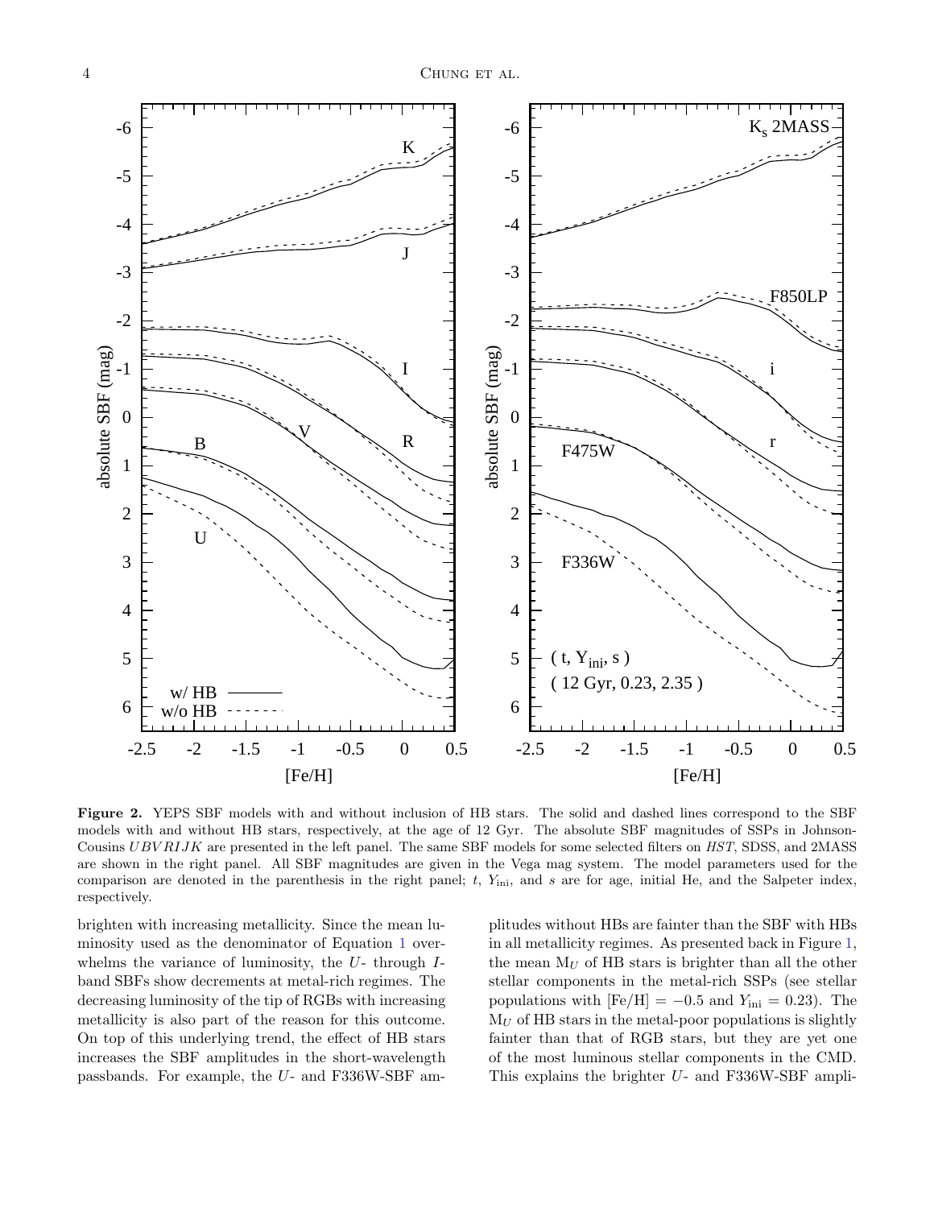**Figure 2.** YEPS SBF models with and without inclusion of HB stars. The solid and dashed lines correspond to the SBF models with and without HB stars, respectively, at the age of 12 Gyr. The absolute SBF magnitudes of SSPs in Johnson-Cousins $UBVRIJK$ are presented in the left panel. The same SBF models for some selected filters on *HST*, SDSS, and 2MASS are shown in the right panel. All SBF magnitudes are given in the Vega mag system. The model parameters used for the comparison are denoted in the parenthesis in the right panel; $t$, $Y_{\rm ini}$, and $s$ are for age, initial He, and the Salpeter index, respectively.

brighten with increasing metallicity. Since the mean luminosity used as the denominator of Equation 1 overwhelms the variance of luminosity, the $U$- through $I$-band SBFs show decrements at metal-rich regimes. The decreasing luminosity of the tip of RGBs with increasing metallicity is also part of the reason for this outcome. On top of this underlying trend, the effect of HB stars increases the SBF amplitudes in the short-wavelength passbands. For example, the $U$- and F336W-SBF amplitudes without HBs are fainter than the SBF with HBs in all metallicity regimes. As presented back in Figure 1, the mean $M_U$ of HB stars is brighter than all the other stellar components in the metal-rich SSPs (see stellar populations with [Fe/H] $= -0.5$ and $Y_{\rm ini} = 0.23$). The $M_U$ of HB stars in the metal-poor populations is slightly fainter than that of RGB stars, but they are yet one of the most luminous stellar components in the CMD. This explains the brighter $U$- and F336W-SBF ampli-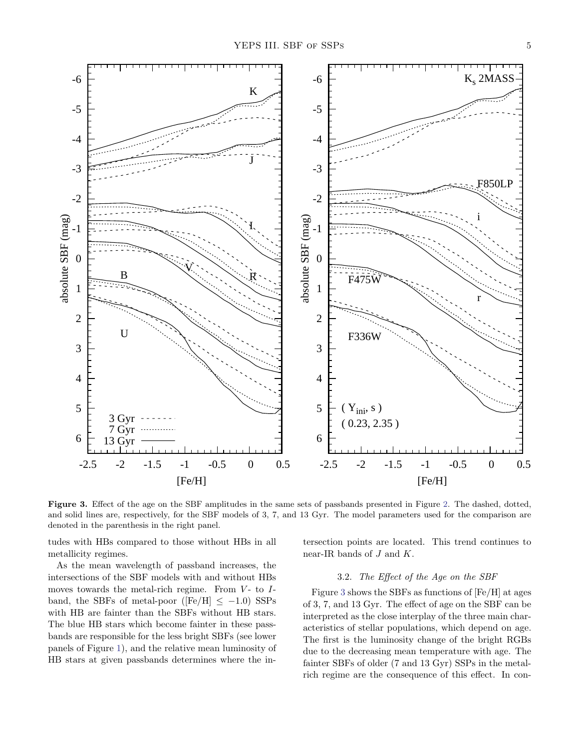**Figure 3.** Effect of the age on the SBF amplitudes in the same sets of passbands presented in Figure 2. The dashed, dotted, and solid lines are, respectively, for the SBF models of 3, 7, and 13 Gyr. The model parameters used for the comparison are denoted in the parenthesis in the right panel.

tudes with HBs compared to those without HBs in all metallicity regimes.

As the mean wavelength of passband increases, the intersections of the SBF models with and without HBs moves towards the metal-rich regime. From $V$- to $I$-band, the SBFs of metal-poor ([Fe/H] $\leq -1.0$) SSPs with HB are fainter than the SBFs without HB stars. The blue HB stars which become fainter in these passbands are responsible for the less bright SBFs (see lower panels of Figure 1), and the relative mean luminosity of HB stars at given passbands determines where the intersection points are located. This trend continues to near-IR bands of $J$ and $K$.

### 3.2. *The Effect of the Age on the SBF*

Figure 3 shows the SBFs as functions of [Fe/H] at ages of 3, 7, and 13 Gyr. The effect of age on the SBF can be interpreted as the close interplay of the three main characteristics of stellar populations, which depend on age. The first is the luminosity change of the bright RGBs due to the decreasing mean temperature with age. The fainter SBFs of older (7 and 13 Gyr) SSPs in the metal-rich regime are the consequence of this effect. In con-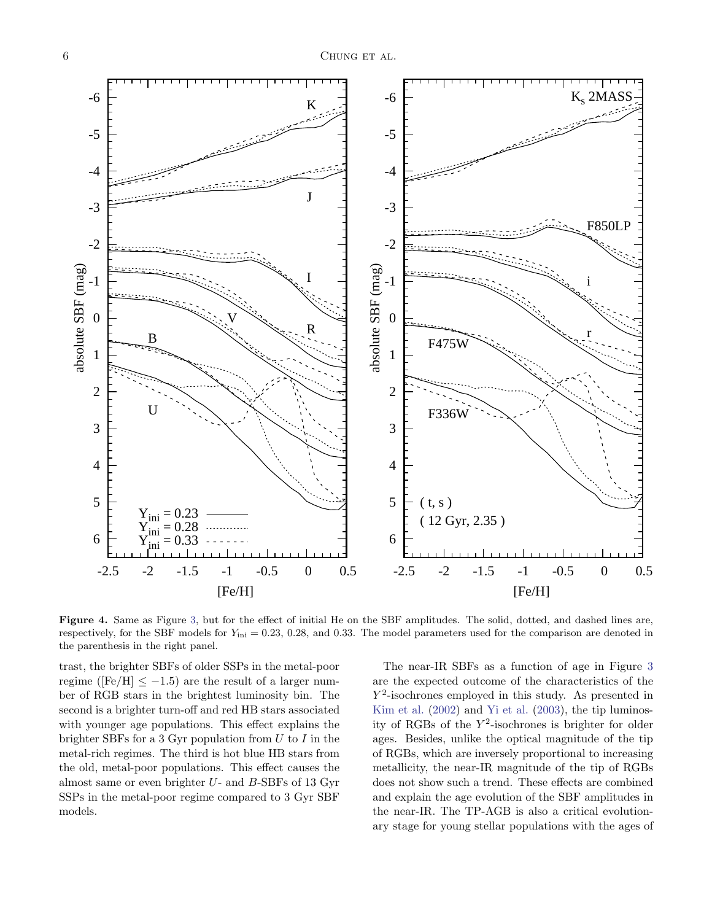**Figure 4.** Same as Figure 3, but for the effect of initial He on the SBF amplitudes. The solid, dotted, and dashed lines are, respectively, for the SBF models for $Y_{\rm ini}$ = 0.23, 0.28, and 0.33. The model parameters used for the comparison are denoted in the parenthesis in the right panel.

trast, the brighter SBFs of older SSPs in the metal-poor regime ([Fe/H] $\leq -1.5$) are the result of a larger number of RGB stars in the brightest luminosity bin. The second is a brighter turn-off and red HB stars associated with younger age populations. This effect explains the brighter SBFs for a 3 Gyr population from $U$ to $I$ in the metal-rich regimes. The third is hot blue HB stars from the old, metal-poor populations. This effect causes the almost same or even brighter $U$- and $B$-SBFs of 13 Gyr SSPs in the metal-poor regime compared to 3 Gyr SBF models.

The near-IR SBFs as a function of age in Figure 3 are the expected outcome of the characteristics of the $Y^2$-isochrones employed in this study. As presented in Kim et al. (2002) and Yi et al. (2003), the tip luminosity of RGBs of the $Y^2$-isochrones is brighter for older ages. Besides, unlike the optical magnitude of the tip of RGBs, which are inversely proportional to increasing metallicity, the near-IR magnitude of the tip of RGBs does not show such a trend. These effects are combined and explain the age evolution of the SBF amplitudes in the near-IR. The TP-AGB is also a critical evolutionary stage for young stellar populations with the ages of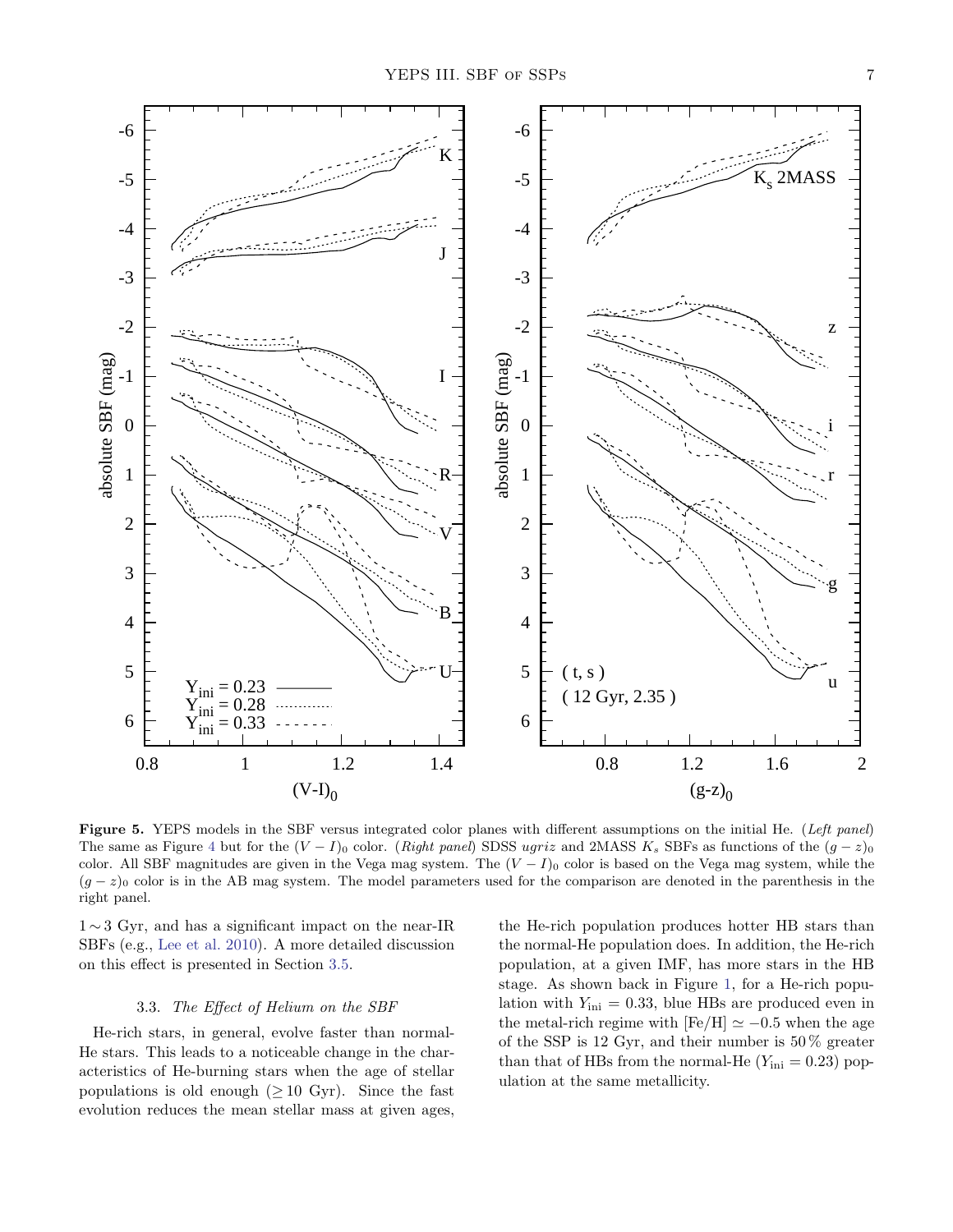**Figure 5.** YEPS models in the SBF versus integrated color planes with different assumptions on the initial He. (*Left panel*) The same as Figure 4 but for the $(V-I)_0$ color. (*Right panel*) SDSS *ugriz* and 2MASS $K_s$ SBFs as functions of the $(g-z)_0$ color. All SBF magnitudes are given in the Vega mag system. The $(V-I)_0$ color is based on the Vega mag system, while the $(g-z)_0$ color is in the AB mag system. The model parameters used for the comparison are denoted in the parenthesis in the right panel.

$1 \sim 3$ Gyr, and has a significant impact on the near-IR SBFs (e.g., Lee et al. 2010). A more detailed discussion on this effect is presented in Section 3.5.

### 3.3. *The Effect of Helium on the SBF*

He-rich stars, in general, evolve faster than normal-He stars. This leads to a noticeable change in the characteristics of He-burning stars when the age of stellar populations is old enough ($\geq 10$ Gyr). Since the fast evolution reduces the mean stellar mass at given ages, the He-rich population produces hotter HB stars than the normal-He population does. In addition, the He-rich population, at a given IMF, has more stars in the HB stage. As shown back in Figure 1, for a He-rich population with $Y_{\rm ini} = 0.33$, blue HBs are produced even in the metal-rich regime with $[\rm Fe/H] \simeq -0.5$ when the age of the SSP is 12 Gyr, and their number is 50% greater than that of HBs from the normal-He ($Y_{\rm ini} = 0.23$) population at the same metallicity.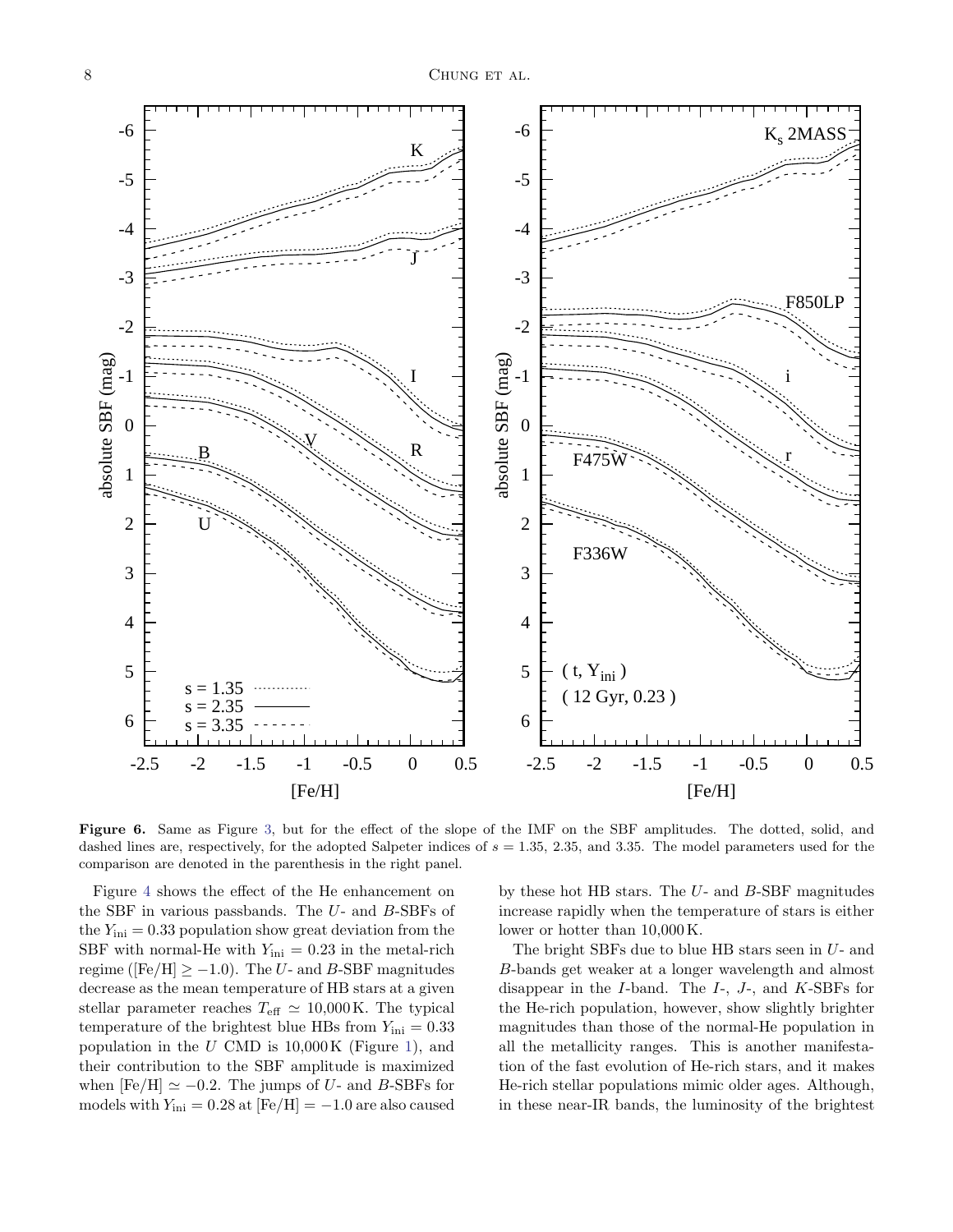**Figure 6.** Same as Figure 3, but for the effect of the slope of the IMF on the SBF amplitudes. The dotted, solid, and dashed lines are, respectively, for the adopted Salpeter indices of $s = 1.35$, 2.35, and 3.35. The model parameters used for the comparison are denoted in the parenthesis in the right panel.

Figure 4 shows the effect of the He enhancement on the SBF in various passbands. The $U$- and $B$-SBFs of the $Y_{\rm ini} = 0.33$ population show great deviation from the SBF with normal-He with $Y_{\rm ini} = 0.23$ in the metal-rich regime ([Fe/H] $\geq -1.0$). The $U$- and $B$-SBF magnitudes decrease as the mean temperature of HB stars at a given stellar parameter reaches $T_{\rm eff} \simeq 10{,}000$ K. The typical temperature of the brightest blue HBs from $Y_{\rm ini} = 0.33$ population in the $U$ CMD is 10,000 K (Figure 1), and their contribution to the SBF amplitude is maximized when [Fe/H] $\simeq -0.2$. The jumps of $U$- and $B$-SBFs for models with $Y_{\rm ini} = 0.28$ at [Fe/H] $= -1.0$ are also caused by these hot HB stars. The $U$- and $B$-SBF magnitudes increase rapidly when the temperature of stars is either lower or hotter than 10,000 K.

The bright SBFs due to blue HB stars seen in $U$- and $B$-bands get weaker at a longer wavelength and almost disappear in the $I$-band. The $I$-, $J$-, and $K$-SBFs for the He-rich population, however, show slightly brighter magnitudes than those of the normal-He population in all the metallicity ranges. This is another manifestation of the fast evolution of He-rich stars, and it makes He-rich stellar populations mimic older ages. Although, in these near-IR bands, the luminosity of the brightest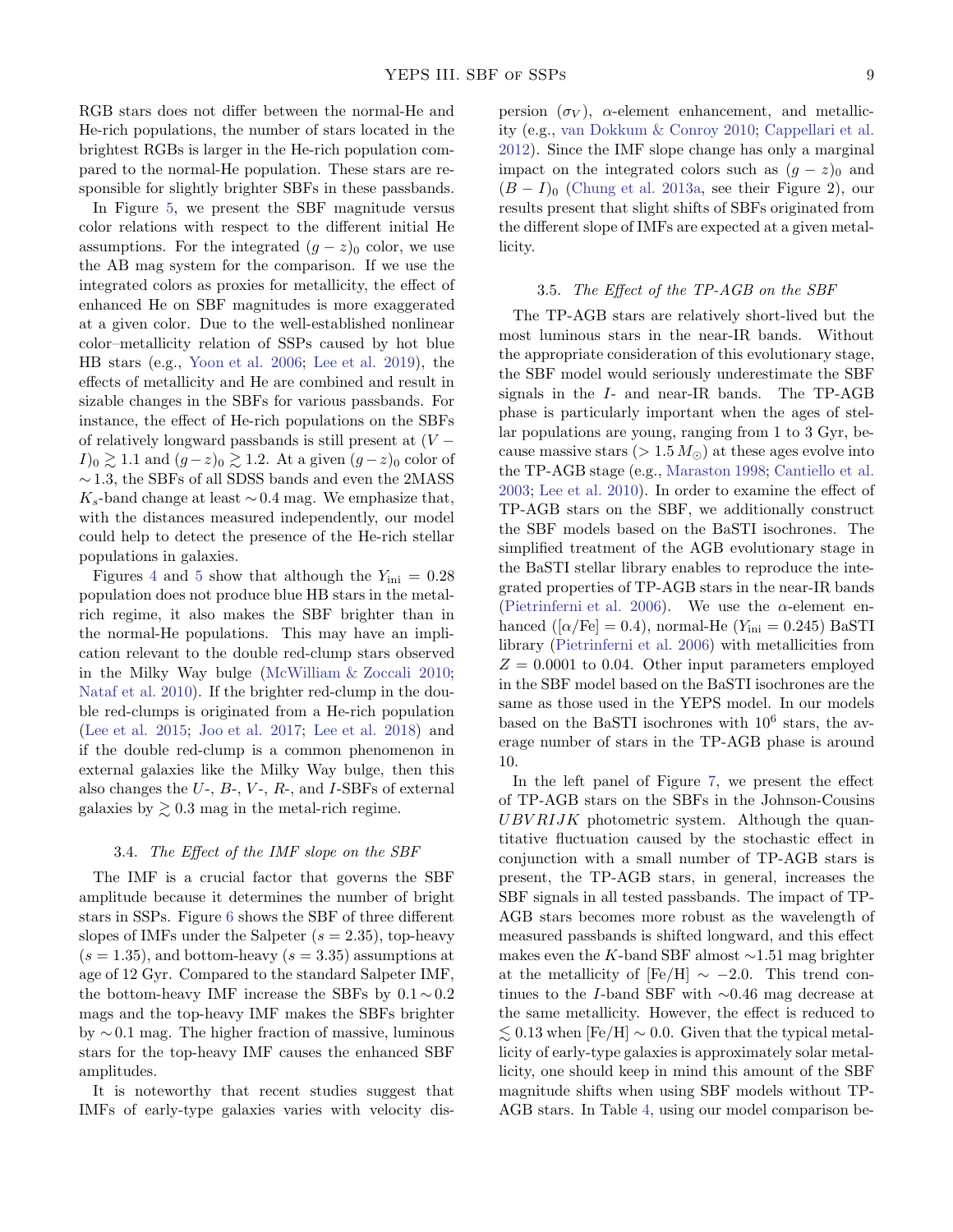RGB stars does not differ between the normal-He and He-rich populations, the number of stars located in the brightest RGBs is larger in the He-rich population compared to the normal-He population. These stars are responsible for slightly brighter SBFs in these passbands.

In Figure 5, we present the SBF magnitude versus color relations with respect to the different initial He assumptions. For the integrated $(g-z)_0$ color, we use the AB mag system for the comparison. If we use the integrated colors as proxies for metallicity, the effect of enhanced He on SBF magnitudes is more exaggerated at a given color. Due to the well-established nonlinear color–metallicity relation of SSPs caused by hot blue HB stars (e.g., Yoon et al. 2006; Lee et al. 2019), the effects of metallicity and He are combined and result in sizable changes in the SBFs for various passbands. For instance, the effect of He-rich populations on the SBFs of relatively longward passbands is still present at $(V-I)_0 \gtrsim 1.1$ and $(g-z)_0 \gtrsim 1.2$. At a given $(g-z)_0$ color of $\sim 1.3$, the SBFs of all SDSS bands and even the 2MASS $K_s$-band change at least $\sim 0.4$ mag. We emphasize that, with the distances measured independently, our model could help to detect the presence of the He-rich stellar populations in galaxies.

Figures 4 and 5 show that although the $Y_{\rm ini} = 0.28$ population does not produce blue HB stars in the metal-rich regime, it also makes the SBF brighter than in the normal-He populations. This may have an implication relevant to the double red-clump stars observed in the Milky Way bulge (McWilliam & Zoccali 2010; Nataf et al. 2010). If the brighter red-clump in the double red-clumps is originated from a He-rich population (Lee et al. 2015; Joo et al. 2017; Lee et al. 2018) and if the double red-clump is a common phenomenon in external galaxies like the Milky Way bulge, then this also changes the $U$-, $B$-, $V$-, $R$-, and $I$-SBFs of external galaxies by $\gtrsim 0.3$ mag in the metal-rich regime.

### 3.4. *The Effect of the IMF slope on the SBF*

The IMF is a crucial factor that governs the SBF amplitude because it determines the number of bright stars in SSPs. Figure 6 shows the SBF of three different slopes of IMFs under the Salpeter ($s = 2.35$), top-heavy ($s = 1.35$), and bottom-heavy ($s = 3.35$) assumptions at age of 12 Gyr. Compared to the standard Salpeter IMF, the bottom-heavy IMF increase the SBFs by $0.1 \sim 0.2$ mags and the top-heavy IMF makes the SBFs brighter by $\sim 0.1$ mag. The higher fraction of massive, luminous stars for the top-heavy IMF causes the enhanced SBF amplitudes.

It is noteworthy that recent studies suggest that IMFs of early-type galaxies varies with velocity dispersion ($\sigma_V$), $\alpha$-element enhancement, and metallicity (e.g., van Dokkum & Conroy 2010; Cappellari et al. 2012). Since the IMF slope change has only a marginal impact on the integrated colors such as $(g-z)_0$ and $(B-I)_0$ (Chung et al. 2013a, see their Figure 2), our results present that slight shifts of SBFs originated from the different slope of IMFs are expected at a given metallicity.

### 3.5. *The Effect of the TP-AGB on the SBF*

The TP-AGB stars are relatively short-lived but the most luminous stars in the near-IR bands. Without the appropriate consideration of this evolutionary stage, the SBF model would seriously underestimate the SBF signals in the $I$- and near-IR bands. The TP-AGB phase is particularly important when the ages of stellar populations are young, ranging from 1 to 3 Gyr, because massive stars ($> 1.5\,M_\odot$) at these ages evolve into the TP-AGB stage (e.g., Maraston 1998; Cantiello et al. 2003; Lee et al. 2010). In order to examine the effect of TP-AGB stars on the SBF, we additionally construct the SBF models based on the BaSTI isochrones. The simplified treatment of the AGB evolutionary stage in the BaSTI stellar library enables to reproduce the integrated properties of TP-AGB stars in the near-IR bands (Pietrinferni et al. 2006). We use the $\alpha$-element enhanced ($[\alpha/{\rm Fe}] = 0.4$), normal-He ($Y_{\rm ini} = 0.245$) BaSTI library (Pietrinferni et al. 2006) with metallicities from $Z = 0.0001$ to 0.04. Other input parameters employed in the SBF model based on the BaSTI isochrones are the same as those used in the YEPS model. In our models based on the BaSTI isochrones with $10^6$ stars, the average number of stars in the TP-AGB phase is around 10.

In the left panel of Figure 7, we present the effect of TP-AGB stars on the SBFs in the Johnson-Cousins $UBVRIJK$ photometric system. Although the quantitative fluctuation caused by the stochastic effect in conjunction with a small number of TP-AGB stars is present, the TP-AGB stars, in general, increases the SBF signals in all tested passbands. The impact of TP-AGB stars becomes more robust as the wavelength of measured passbands is shifted longward, and this effect makes even the $K$-band SBF almost $\sim$1.51 mag brighter at the metallicity of [Fe/H] $\sim -2.0$. This trend continues to the $I$-band SBF with $\sim$0.46 mag decrease at the same metallicity. However, the effect is reduced to $\lesssim 0.13$ when [Fe/H] $\sim 0.0$. Given that the typical metallicity of early-type galaxies is approximately solar metallicity, one should keep in mind this amount of the SBF magnitude shifts when using SBF models without TP-AGB stars. In Table 4, using our model comparison be-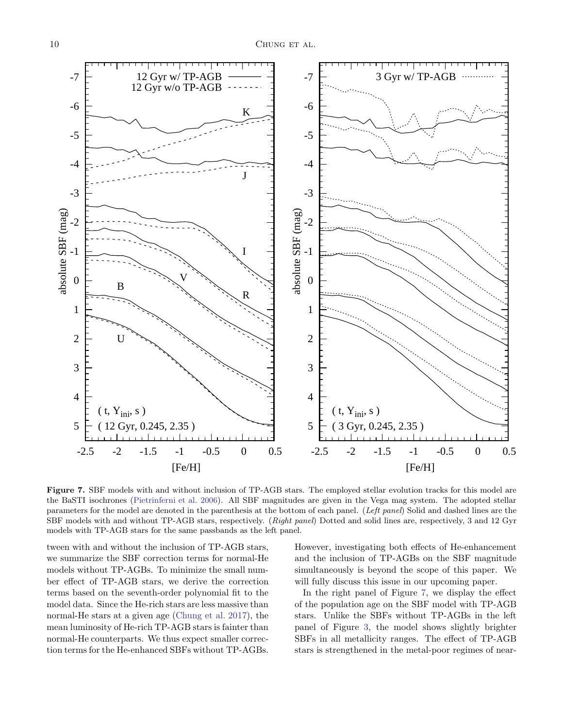**Figure 7.** SBF models with and without inclusion of TP-AGB stars. The employed stellar evolution tracks for this model are the BaSTI isochrones (Pietrinferni et al. 2006). All SBF magnitudes are given in the Vega mag system. The adopted stellar parameters for the model are denoted in the parenthesis at the bottom of each panel. (*Left panel*) Solid and dashed lines are the SBF models with and without TP-AGB stars, respectively. (*Right panel*) Dotted and solid lines are, respectively, 3 and 12 Gyr models with TP-AGB stars for the same passbands as the left panel.

tween with and without the inclusion of TP-AGB stars, we summarize the SBF correction terms for normal-He models without TP-AGBs. To minimize the small number effect of TP-AGB stars, we derive the correction terms based on the seventh-order polynomial fit to the model data. Since the He-rich stars are less massive than normal-He stars at a given age (Chung et al. 2017), the mean luminosity of He-rich TP-AGB stars is fainter than normal-He counterparts. We thus expect smaller correction terms for the He-enhanced SBFs without TP-AGBs. However, investigating both effects of He-enhancement and the inclusion of TP-AGBs on the SBF magnitude simultaneously is beyond the scope of this paper. We will fully discuss this issue in our upcoming paper.

In the right panel of Figure 7, we display the effect of the population age on the SBF model with TP-AGB stars. Unlike the SBFs without TP-AGBs in the left panel of Figure 3, the model shows slightly brighter SBFs in all metallicity ranges. The effect of TP-AGB stars is strengthened in the metal-poor regimes of near-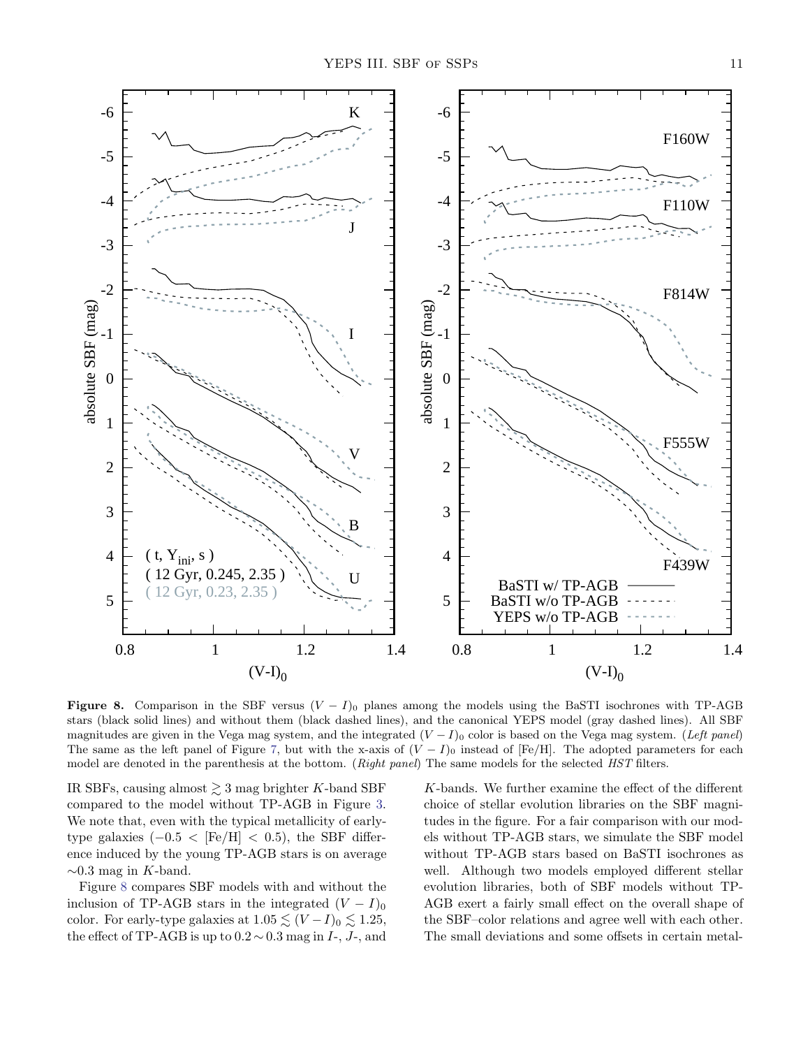**Figure 8.** Comparison in the SBF versus $(V-I)_0$ planes among the models using the BaSTI isochrones with TP-AGB stars (black solid lines) and without them (black dashed lines), and the canonical YEPS model (gray dashed lines). All SBF magnitudes are given in the Vega mag system, and the integrated $(V-I)_0$ color is based on the Vega mag system. (*Left panel*) The same as the left panel of Figure 7, but with the x-axis of $(V-I)_0$ instead of [Fe/H]. The adopted parameters for each model are denoted in the parenthesis at the bottom. (*Right panel*) The same models for the selected *HST* filters.

IR SBFs, causing almost $\gtrsim 3$ mag brighter $K$-band SBF compared to the model without TP-AGB in Figure 3. We note that, even with the typical metallicity of early-type galaxies ($-0.5 <$ [Fe/H] $< 0.5$), the SBF difference induced by the young TP-AGB stars is on average $\sim$0.3 mag in $K$-band.

Figure 8 compares SBF models with and without the inclusion of TP-AGB stars in the integrated $(V-I)_0$ color. For early-type galaxies at $1.05 \lesssim (V-I)_0 \lesssim 1.25$, the effect of TP-AGB is up to $0.2 \sim 0.3$ mag in $I$-, $J$-, and $K$-bands. We further examine the effect of the different choice of stellar evolution libraries on the SBF magnitudes in the figure. For a fair comparison with our models without TP-AGB stars, we simulate the SBF model without TP-AGB stars based on BaSTI isochrones as well. Although two models employed different stellar evolution libraries, both of SBF models without TP-AGB exert a fairly small effect on the overall shape of the SBF–color relations and agree well with each other. The small deviations and some offsets in certain metal-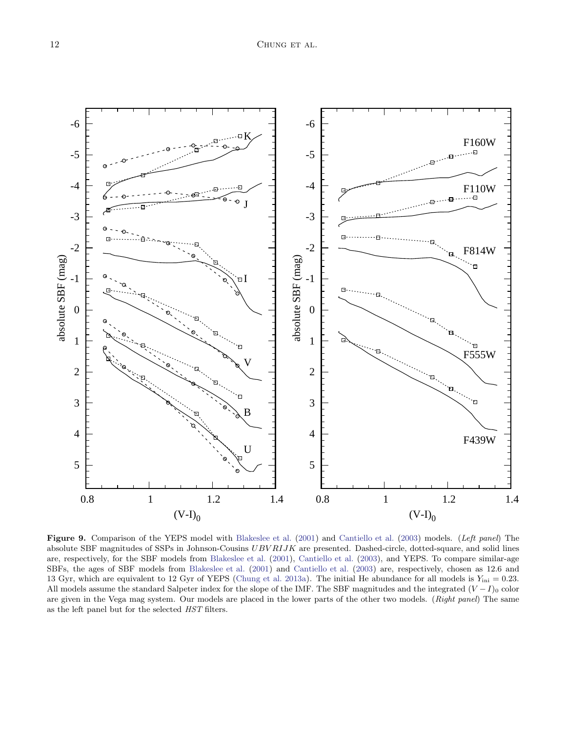**Figure 9.** Comparison of the YEPS model with Blakeslee et al. (2001) and Cantiello et al. (2003) models. (*Left panel*) The absolute SBF magnitudes of SSPs in Johnson-Cousins $UBVRIJK$ are presented. Dashed-circle, dotted-square, and solid lines are, respectively, for the SBF models from Blakeslee et al. (2001), Cantiello et al. (2003), and YEPS. To compare similar-age SBFs, the ages of SBF models from Blakeslee et al. (2001) and Cantiello et al. (2003) are, respectively, chosen as 12.6 and 13 Gyr, which are equivalent to 12 Gyr of YEPS (Chung et al. 2013a). The initial He abundance for all models is $Y_{\rm ini} = 0.23$. All models assume the standard Salpeter index for the slope of the IMF. The SBF magnitudes and the integrated $(V-I)_0$ color are given in the Vega mag system. Our models are placed in the lower parts of the other two models. (*Right panel*) The same as the left panel but for the selected *HST* filters.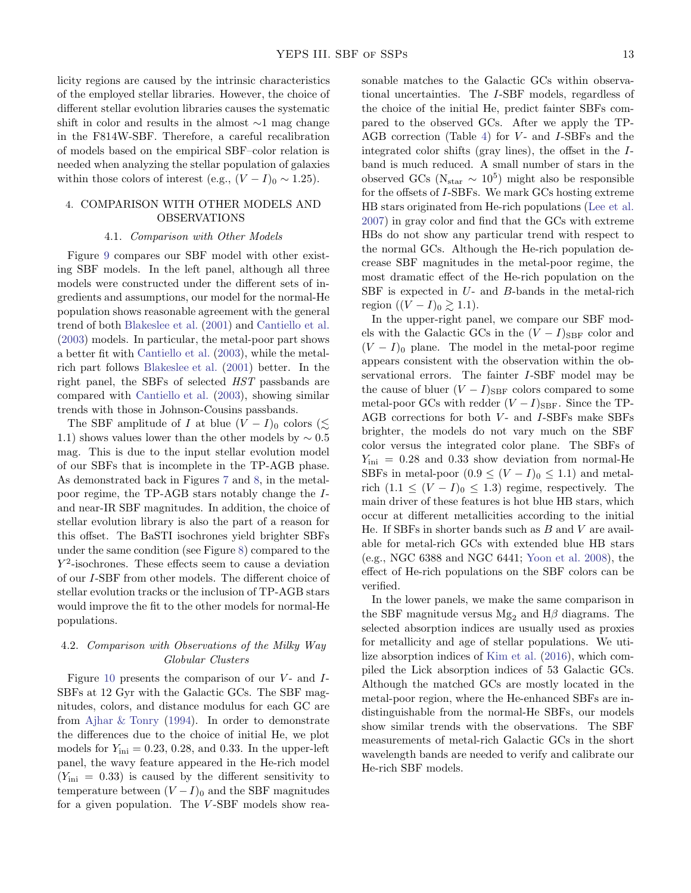licity regions are caused by the intrinsic characteristics of the employed stellar libraries. However, the choice of different stellar evolution libraries causes the systematic shift in color and results in the almost $\sim$1 mag change in the F814W-SBF. Therefore, a careful recalibration of models based on the empirical SBF–color relation is needed when analyzing the stellar population of galaxies within those colors of interest (e.g., $(V-I)_0 \sim 1.25$).

## 4. COMPARISON WITH OTHER MODELS AND OBSERVATIONS

### 4.1. *Comparison with Other Models*

Figure 9 compares our SBF model with other existing SBF models. In the left panel, although all three models were constructed under the different sets of ingredients and assumptions, our model for the normal-He population shows reasonable agreement with the general trend of both Blakeslee et al. (2001) and Cantiello et al. (2003) models. In particular, the metal-poor part shows a better fit with Cantiello et al. (2003), while the metal-rich part follows Blakeslee et al. (2001) better. In the right panel, the SBFs of selected *HST* passbands are compared with Cantiello et al. (2003), showing similar trends with those in Johnson-Cousins passbands.

The SBF amplitude of $I$ at blue $(V-I)_0$ colors ($\lesssim$ 1.1) shows values lower than the other models by $\sim 0.5$ mag. This is due to the input stellar evolution model of our SBFs that is incomplete in the TP-AGB phase. As demonstrated back in Figures 7 and 8, in the metal-poor regime, the TP-AGB stars notably change the $I$- and near-IR SBF magnitudes. In addition, the choice of stellar evolution library is also the part of a reason for this offset. The BaSTI isochrones yield brighter SBFs under the same condition (see Figure 8) compared to the $Y^2$-isochrones. These effects seem to cause a deviation of our $I$-SBF from other models. The different choice of stellar evolution tracks or the inclusion of TP-AGB stars would improve the fit to the other models for normal-He populations.

### 4.2. *Comparison with Observations of the Milky Way Globular Clusters*

Figure 10 presents the comparison of our $V$- and $I$-SBFs at 12 Gyr with the Galactic GCs. The SBF magnitudes, colors, and distance modulus for each GC are from Ajhar & Tonry (1994). In order to demonstrate the differences due to the choice of initial He, we plot models for $Y_{\rm ini} = 0.23$, 0.28, and 0.33. In the upper-left panel, the wavy feature appeared in the He-rich model ($Y_{\rm ini} = 0.33$) is caused by the different sensitivity to temperature between $(V-I)_0$ and the SBF magnitudes for a given population. The $V$-SBF models show reasonable matches to the Galactic GCs within observational uncertainties. The $I$-SBF models, regardless of the choice of the initial He, predict fainter SBFs compared to the observed GCs. After we apply the TP-AGB correction (Table 4) for $V$- and $I$-SBFs and the integrated color shifts (gray lines), the offset in the $I$-band is much reduced. A small number of stars in the observed GCs ($N_{\rm star} \sim 10^5$) might also be responsible for the offsets of $I$-SBFs. We mark GCs hosting extreme HB stars originated from He-rich populations (Lee et al. 2007) in gray color and find that the GCs with extreme HBs do not show any particular trend with respect to the normal GCs. Although the He-rich population decrease SBF magnitudes in the metal-poor regime, the most dramatic effect of the He-rich population on the SBF is expected in $U$- and $B$-bands in the metal-rich region ($(V-I)_0 \gtrsim 1.1$).

In the upper-right panel, we compare our SBF models with the Galactic GCs in the $(V-I)_{\rm SBF}$ color and $(V-I)_0$ plane. The model in the metal-poor regime appears consistent with the observation within the observational errors. The fainter $I$-SBF model may be the cause of bluer $(V-I)_{\rm SBF}$ colors compared to some metal-poor GCs with redder $(V-I)_{\rm SBF}$. Since the TP-AGB corrections for both $V$- and $I$-SBFs make SBFs brighter, the models do not vary much on the SBF color versus the integrated color plane. The SBFs of $Y_{\rm ini} = 0.28$ and 0.33 show deviation from normal-He SBFs in metal-poor $(0.9 \leq (V-I)_0 \leq 1.1)$ and metal-rich $(1.1 \leq (V-I)_0 \leq 1.3)$ regime, respectively. The main driver of these features is hot blue HB stars, which occur at different metallicities according to the initial He. If SBFs in shorter bands such as $B$ and $V$ are available for metal-rich GCs with extended blue HB stars (e.g., NGC 6388 and NGC 6441; Yoon et al. 2008), the effect of He-rich populations on the SBF colors can be verified.

In the lower panels, we make the same comparison in the SBF magnitude versus $\mathrm{Mg}_2$ and H$\beta$ diagrams. The selected absorption indices are usually used as proxies for metallicity and age of stellar populations. We utilize absorption indices of Kim et al. (2016), which compiled the Lick absorption indices of 53 Galactic GCs. Although the matched GCs are mostly located in the metal-poor region, where the He-enhanced SBFs are indistinguishable from the normal-He SBFs, our models show similar trends with the observations. The SBF measurements of metal-rich Galactic GCs in the short wavelength bands are needed to verify and calibrate our He-rich SBF models.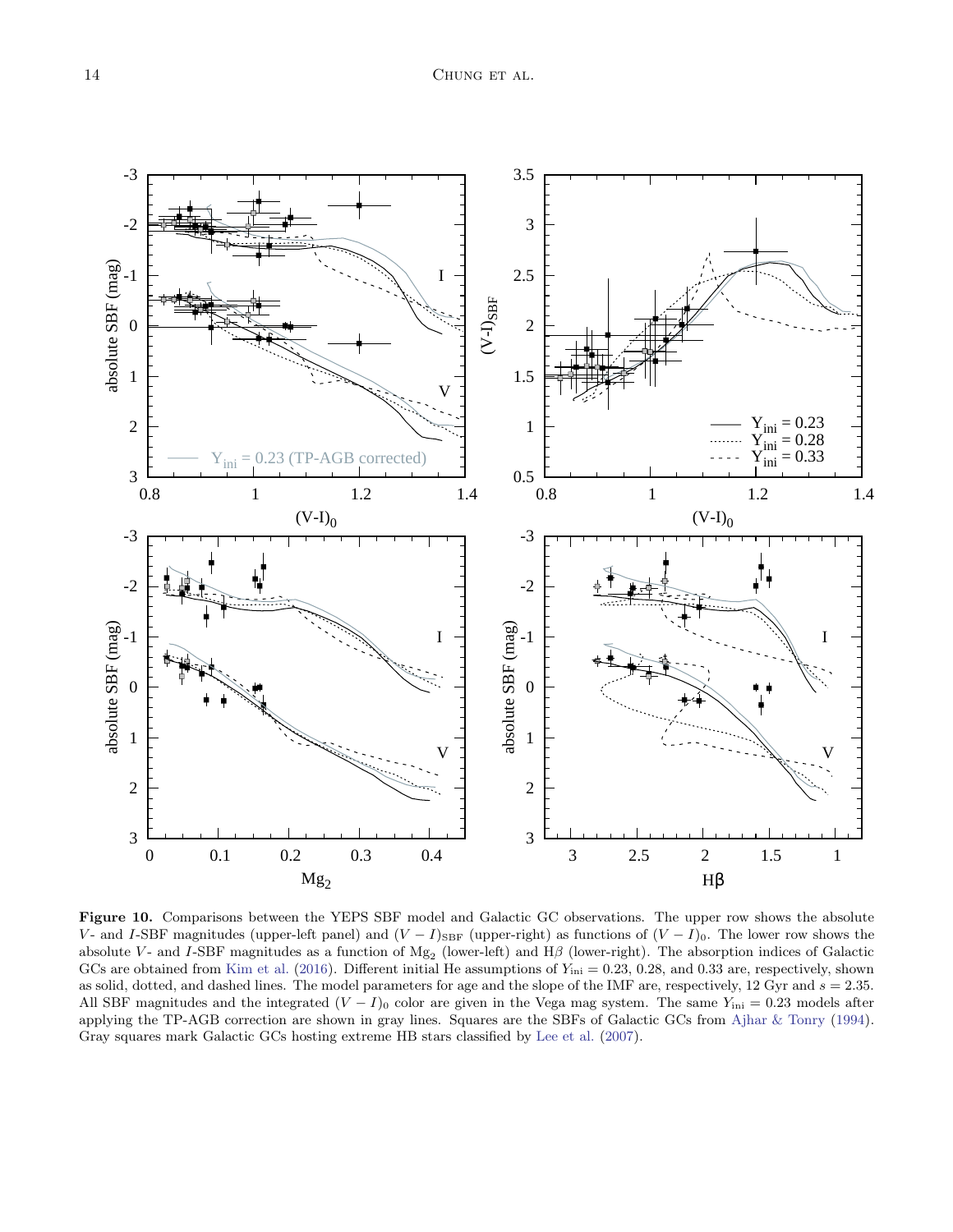**Figure 10.** Comparisons between the YEPS SBF model and Galactic GC observations. The upper row shows the absolute $V$- and $I$-SBF magnitudes (upper-left panel) and $(V-I)_{\rm SBF}$ (upper-right) as functions of $(V-I)_0$. The lower row shows the absolute $V$- and $I$-SBF magnitudes as a function of $\rm Mg_2$ (lower-left) and H$\beta$ (lower-right). The absorption indices of Galactic GCs are obtained from Kim et al. (2016). Different initial He assumptions of $Y_{\rm ini} = 0.23$, 0.28, and 0.33 are, respectively, shown as solid, dotted, and dashed lines. The model parameters for age and the slope of the IMF are, respectively, 12 Gyr and $s = 2.35$. All SBF magnitudes and the integrated $(V-I)_0$ color are given in the Vega mag system. The same $Y_{\rm ini} = 0.23$ models after applying the TP-AGB correction are shown in gray lines. Squares are the SBFs of Galactic GCs from Ajhar & Tonry (1994). Gray squares mark Galactic GCs hosting extreme HB stars classified by Lee et al. (2007).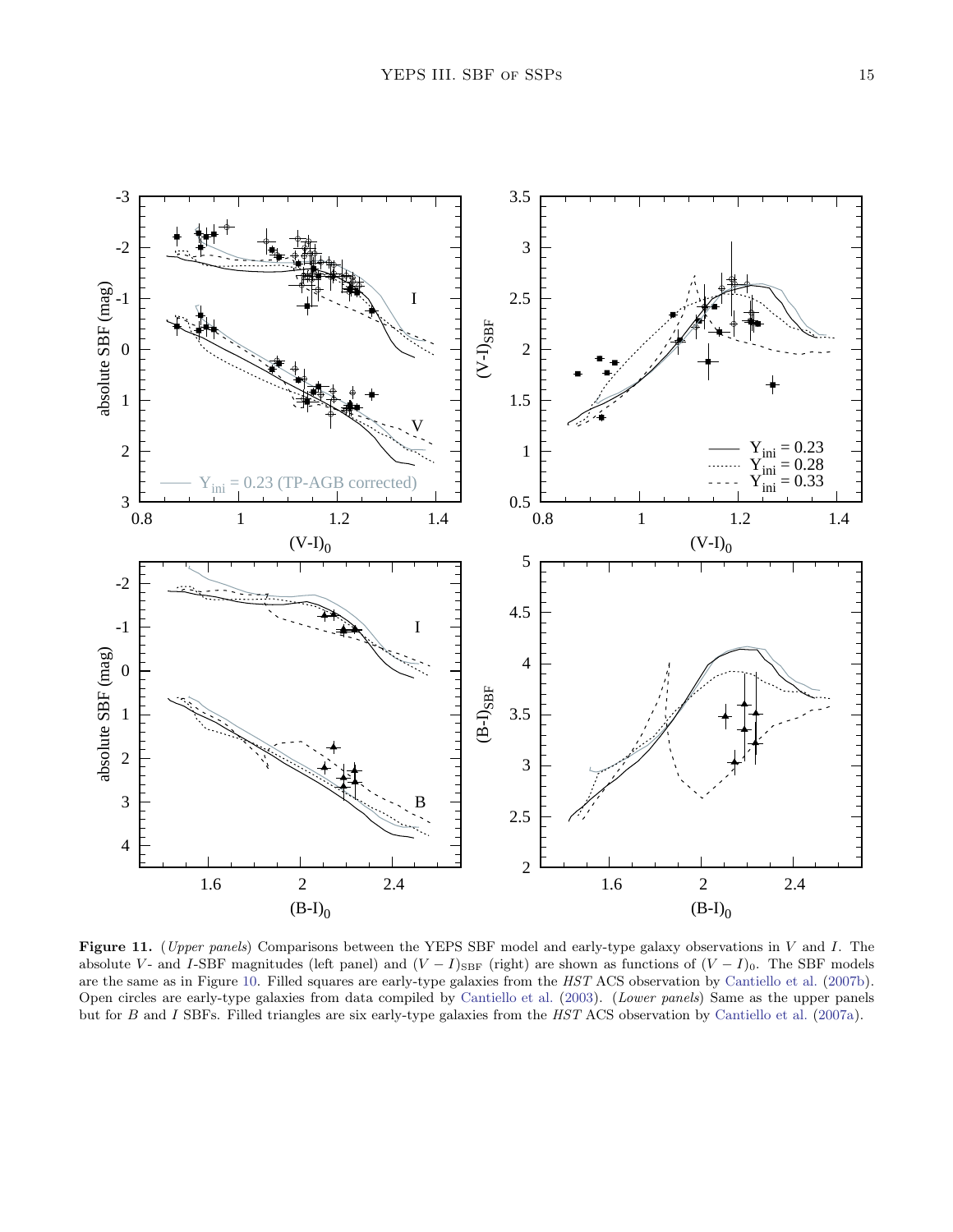**Figure 11.** (*Upper panels*) Comparisons between the YEPS SBF model and early-type galaxy observations in $V$ and $I$. The absolute $V$- and $I$-SBF magnitudes (left panel) and $(V-I)_{\rm SBF}$ (right) are shown as functions of $(V-I)_0$. The SBF models are the same as in Figure 10. Filled squares are early-type galaxies from the *HST* ACS observation by Cantiello et al. (2007b). Open circles are early-type galaxies from data compiled by Cantiello et al. (2003). (*Lower panels*) Same as the upper panels but for $B$ and $I$ SBFs. Filled triangles are six early-type galaxies from the *HST* ACS observation by Cantiello et al. (2007a).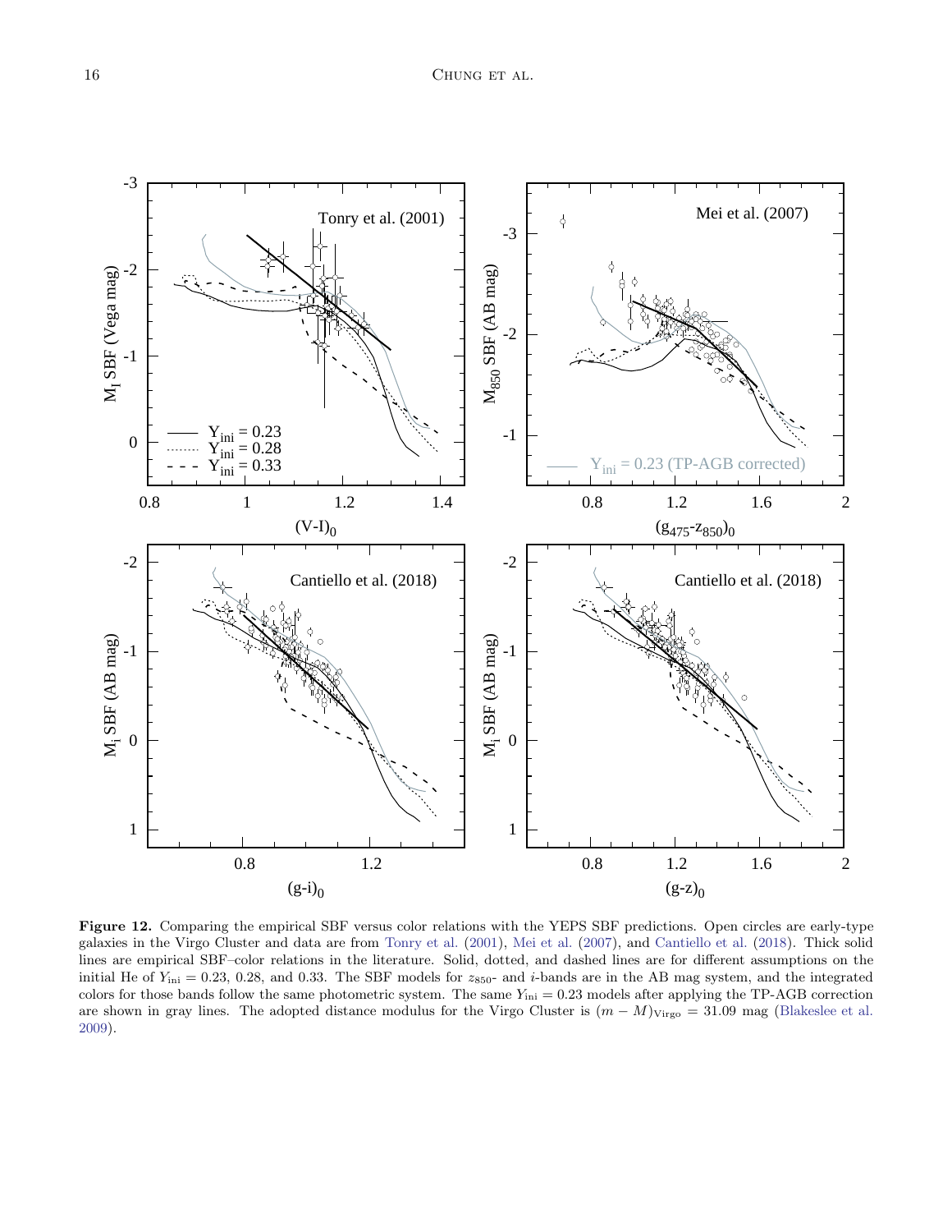**Figure 12.** Comparing the empirical SBF versus color relations with the YEPS SBF predictions. Open circles are early-type galaxies in the Virgo Cluster and data are from Tonry et al. (2001), Mei et al. (2007), and Cantiello et al. (2018). Thick solid lines are empirical SBF–color relations in the literature. Solid, dotted, and dashed lines are for different assumptions on the initial He of $Y_{\rm ini} = 0.23$, 0.28, and 0.33. The SBF models for $z_{850}$- and $i$-bands are in the AB mag system, and the integrated colors for those bands follow the same photometric system. The same $Y_{\rm ini} = 0.23$ models after applying the TP-AGB correction are shown in gray lines. The adopted distance modulus for the Virgo Cluster is $(m-M)_{\rm Virgo} = 31.09$ mag (Blakeslee et al. 2009).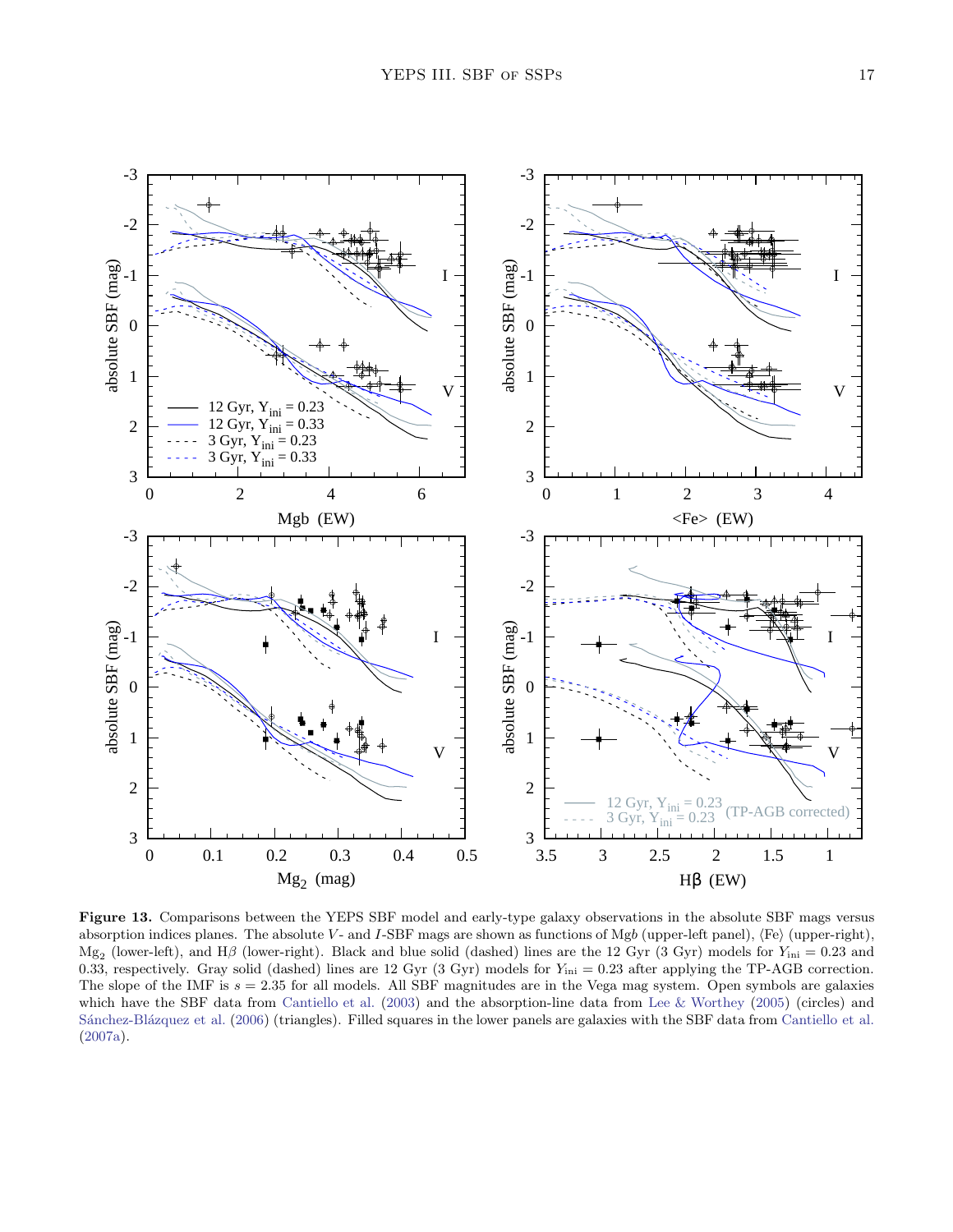**Figure 13.** Comparisons between the YEPS SBF model and early-type galaxy observations in the absolute SBF mags versus absorption indices planes. The absolute $V$- and $I$-SBF mags are shown as functions of Mg$b$ (upper-left panel), $\langle$Fe$\rangle$ (upper-right), $Mg_2$ (lower-left), and H$\beta$ (lower-right). Black and blue solid (dashed) lines are the 12 Gyr (3 Gyr) models for $Y_{\rm ini} = 0.23$ and 0.33, respectively. Gray solid (dashed) lines are 12 Gyr (3 Gyr) models for $Y_{\rm ini} = 0.23$ after applying the TP-AGB correction. The slope of the IMF is $s = 2.35$ for all models. All SBF magnitudes are in the Vega mag system. Open symbols are galaxies which have the SBF data from Cantiello et al. (2003) and the absorption-line data from Lee & Worthey (2005) (circles) and Sánchez-Blázquez et al. (2006) (triangles). Filled squares in the lower panels are galaxies with the SBF data from Cantiello et al. (2007a).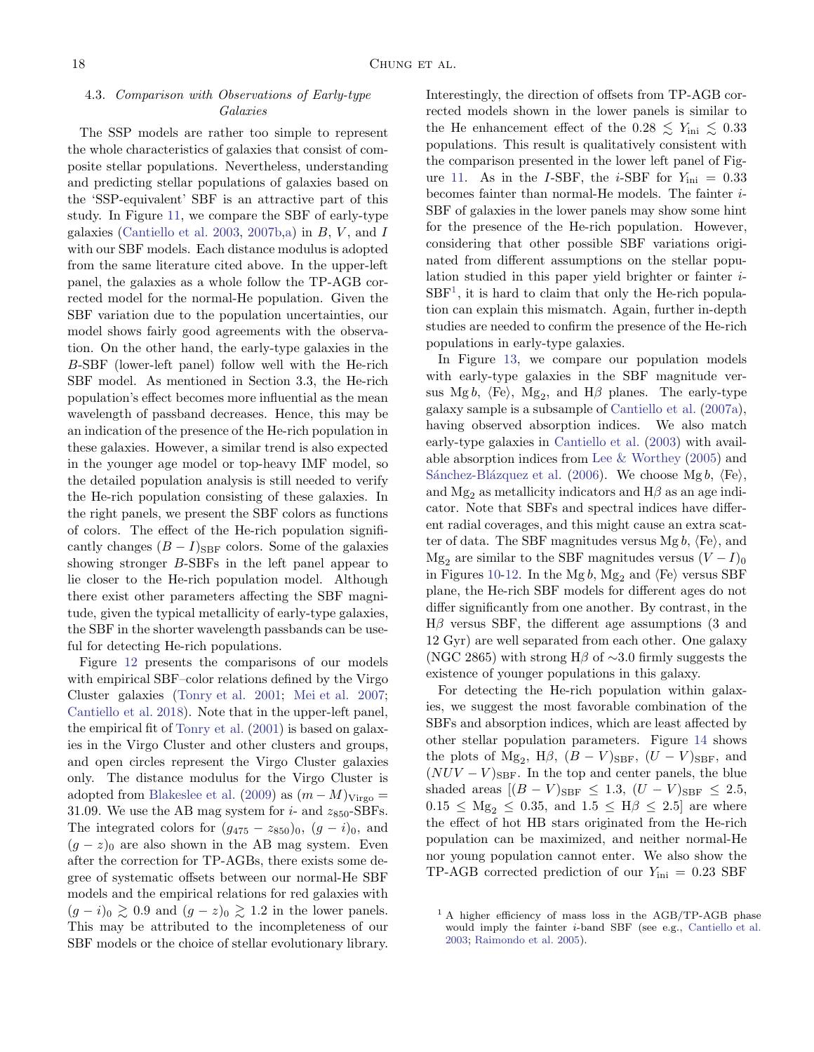### 4.3. *Comparison with Observations of Early-type Galaxies*

The SSP models are rather too simple to represent the whole characteristics of galaxies that consist of composite stellar populations. Nevertheless, understanding and predicting stellar populations of galaxies based on the 'SSP-equivalent' SBF is an attractive part of this study. In Figure 11, we compare the SBF of early-type galaxies (Cantiello et al. 2003, 2007b,a) in $B$, $V$, and $I$ with our SBF models. Each distance modulus is adopted from the same literature cited above. In the upper-left panel, the galaxies as a whole follow the TP-AGB corrected model for the normal-He population. Given the SBF variation due to the population uncertainties, our model shows fairly good agreements with the observation. On the other hand, the early-type galaxies in the $B$-SBF (lower-left panel) follow well with the He-rich SBF model. As mentioned in Section 3.3, the He-rich population's effect becomes more influential as the mean wavelength of passband decreases. Hence, this may be an indication of the presence of the He-rich population in these galaxies. However, a similar trend is also expected in the younger age model or top-heavy IMF model, so the detailed population analysis is still needed to verify the He-rich population consisting of these galaxies. In the right panels, we present the SBF colors as functions of colors. The effect of the He-rich population significantly changes $(B-I)_{\rm SBF}$ colors. Some of the galaxies showing stronger $B$-SBFs in the left panel appear to lie closer to the He-rich population model. Although there exist other parameters affecting the SBF magnitude, given the typical metallicity of early-type galaxies, the SBF in the shorter wavelength passbands can be useful for detecting He-rich populations.

Figure 12 presents the comparisons of our models with empirical SBF–color relations defined by the Virgo Cluster galaxies (Tonry et al. 2001; Mei et al. 2007; Cantiello et al. 2018). Note that in the upper-left panel, the empirical fit of Tonry et al. (2001) is based on galaxies in the Virgo Cluster and other clusters and groups, and open circles represent the Virgo Cluster galaxies only. The distance modulus for the Virgo Cluster is adopted from Blakeslee et al. (2009) as $(m-M)_{\rm Virgo} = 31.09$. We use the AB mag system for $i$- and $z_{850}$-SBFs. The integrated colors for $(g_{475} - z_{850})_0$, $(g-i)_0$, and $(g-z)_0$ are also shown in the AB mag system. Even after the correction for TP-AGBs, there exists some degree of systematic offsets between our normal-He SBF models and the empirical relations for red galaxies with $(g-i)_0 \gtrsim 0.9$ and $(g-z)_0 \gtrsim 1.2$ in the lower panels. This may be attributed to the incompleteness of our SBF models or the choice of stellar evolutionary library. Interestingly, the direction of offsets from TP-AGB corrected models shown in the lower panels is similar to the He enhancement effect of the $0.28 \lesssim Y_{\rm ini} \lesssim 0.33$ populations. This result is qualitatively consistent with the comparison presented in the lower left panel of Figure 11. As in the $I$-SBF, the $i$-SBF for $Y_{\rm ini} = 0.33$ becomes fainter than normal-He models. The fainter $i$-SBF of galaxies in the lower panels may show some hint for the presence of the He-rich population. However, considering that other possible SBF variations originated from different assumptions on the stellar population studied in this paper yield brighter or fainter $i$-SBF[1], it is hard to claim that only the He-rich population can explain this mismatch. Again, further in-depth studies are needed to confirm the presence of the He-rich populations in early-type galaxies.

In Figure 13, we compare our population models with early-type galaxies in the SBF magnitude versus Mg $b$, $\langle$Fe$\rangle$, $\mathrm{Mg_2}$, and H$\beta$ planes. The early-type galaxy sample is a subsample of Cantiello et al. (2007a), having observed absorption indices. We also match early-type galaxies in Cantiello et al. (2003) with available absorption indices from Lee & Worthey (2005) and Sánchez-Blázquez et al. (2006). We choose Mg $b$, $\langle$Fe$\rangle$, and $\mathrm{Mg_2}$ as metallicity indicators and H$\beta$ as an age indicator. Note that SBFs and spectral indices have different radial coverages, and this might cause an extra scatter of data. The SBF magnitudes versus Mg $b$, $\langle$Fe$\rangle$, and $\mathrm{Mg_2}$ are similar to the SBF magnitudes versus $(V-I)_0$ in Figures 10-12. In the Mg $b$, $\mathrm{Mg_2}$ and $\langle$Fe$\rangle$ versus SBF plane, the He-rich SBF models for different ages do not differ significantly from one another. By contrast, in the H$\beta$ versus SBF, the different age assumptions (3 and 12 Gyr) are well separated from each other. One galaxy (NGC 2865) with strong H$\beta$ of $\sim$3.0 firmly suggests the existence of younger populations in this galaxy.

For detecting the He-rich population within galaxies, we suggest the most favorable combination of the SBFs and absorption indices, which are least affected by other stellar population parameters. Figure 14 shows the plots of $\mathrm{Mg_2}$, H$\beta$, $(B-V)_{\rm SBF}$, $(U-V)_{\rm SBF}$, and $(NUV-V)_{\rm SBF}$. In the top and center panels, the blue shaded areas [$(B-V)_{\rm SBF} \leq 1.3$, $(U-V)_{\rm SBF} \leq 2.5$, $0.15 \leq \mathrm{Mg_2} \leq 0.35$, and $1.5 \leq \mathrm{H}\beta \leq 2.5$] are where the effect of hot HB stars originated from the He-rich population can be maximized, and neither normal-He nor young population cannot enter. We also show the TP-AGB corrected prediction of our $Y_{\rm ini} = 0.23$ SBF

[1] A higher efficiency of mass loss in the AGB/TP-AGB phase would imply the fainter $i$-band SBF (see e.g., Cantiello et al. 2003; Raimondo et al. 2005).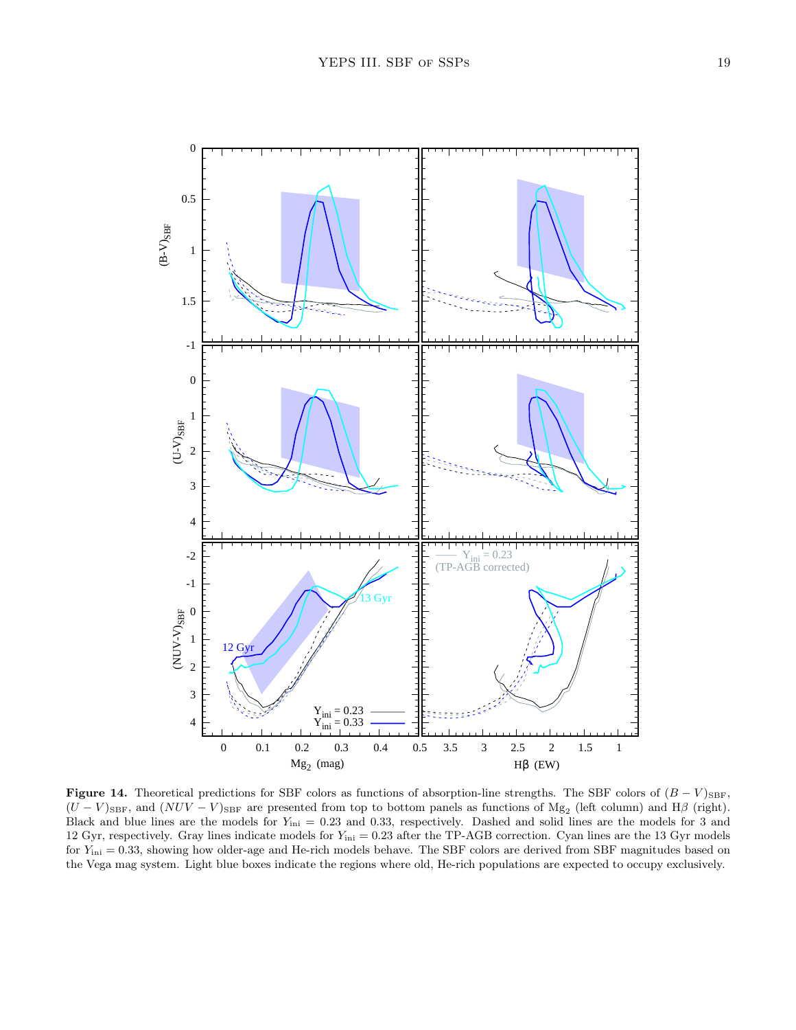**Figure 14.** Theoretical predictions for SBF colors as functions of absorption-line strengths. The SBF colors of $(B-V)_{\rm SBF}$, $(U-V)_{\rm SBF}$, and $(NUV-V)_{\rm SBF}$ are presented from top to bottom panels as functions of $\rm Mg_2$ (left column) and H$\beta$ (right). Black and blue lines are the models for $Y_{\rm ini} = 0.23$ and 0.33, respectively. Dashed and solid lines are the models for 3 and 12 Gyr, respectively. Gray lines indicate models for $Y_{\rm ini} = 0.23$ after the TP-AGB correction. Cyan lines are the 13 Gyr models for $Y_{\rm ini} = 0.33$, showing how older-age and He-rich models behave. The SBF colors are derived from SBF magnitudes based on the Vega mag system. Light blue boxes indicate the regions where old, He-rich populations are expected to occupy exclusively.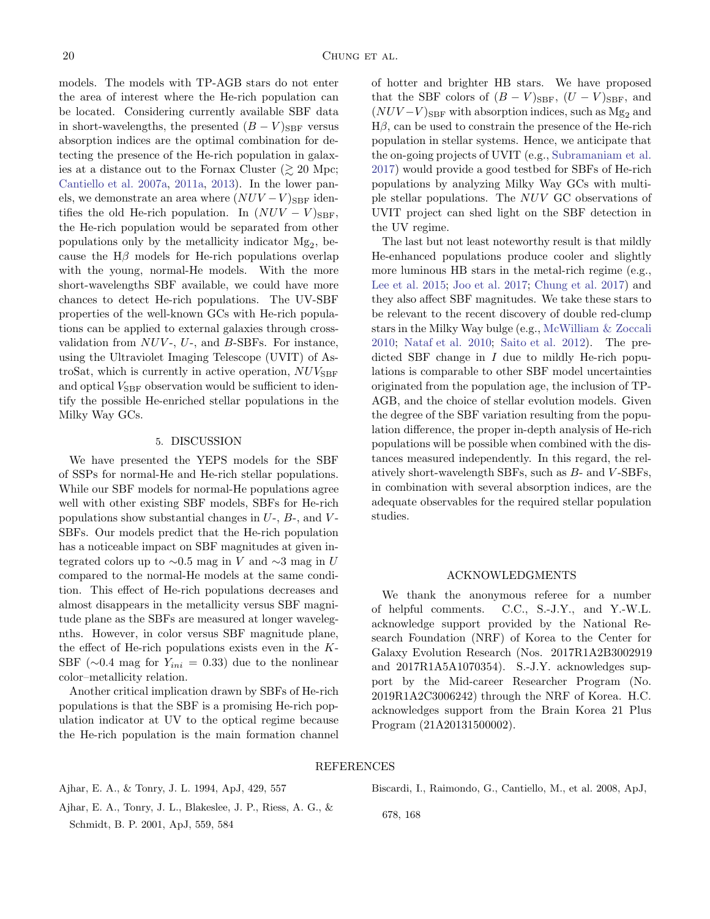models. The models with TP-AGB stars do not enter the area of interest where the He-rich population can be located. Considering currently available SBF data in short-wavelengths, the presented $(B-V)_{\rm SBF}$ versus absorption indices are the optimal combination for detecting the presence of the He-rich population in galaxies at a distance out to the Fornax Cluster ($\gtrsim 20$ Mpc; Cantiello et al. 2007a, 2011a, 2013). In the lower panels, we demonstrate an area where $(NUV-V)_{\rm SBF}$ identifies the old He-rich population. In $(NUV-V)_{\rm SBF}$, the He-rich population would be separated from other populations only by the metallicity indicator $\rm Mg_2$, because the H$\beta$ models for He-rich populations overlap with the young, normal-He models. With the more short-wavelengths SBF available, we could have more chances to detect He-rich populations. The UV-SBF properties of the well-known GCs with He-rich populations can be applied to external galaxies through cross-validation from $NUV$-, $U$-, and $B$-SBFs. For instance, using the Ultraviolet Imaging Telescope (UVIT) of AstroSat, which is currently in active operation, $NUV_{\rm SBF}$ and optical $V_{\rm SBF}$ observation would be sufficient to identify the possible He-enriched stellar populations in the Milky Way GCs.

## 5. DISCUSSION

We have presented the YEPS models for the SBF of SSPs for normal-He and He-rich stellar populations. While our SBF models for normal-He populations agree well with other existing SBF models, SBFs for He-rich populations show substantial changes in $U$-, $B$-, and $V$-SBFs. Our models predict that the He-rich population has a noticeable impact on SBF magnitudes at given integrated colors up to $\sim$0.5 mag in $V$ and $\sim$3 mag in $U$ compared to the normal-He models at the same condition. This effect of He-rich populations decreases and almost disappears in the metallicity versus SBF magnitude plane as the SBFs are measured at longer wavelegnths. However, in color versus SBF magnitude plane, the effect of He-rich populations exists even in the $K$-SBF ($\sim$0.4 mag for $Y_{ini} = 0.33$) due to the nonlinear color–metallicity relation.

Another critical implication drawn by SBFs of He-rich populations is that the SBF is a promising He-rich population indicator at UV to the optical regime because the He-rich population is the main formation channel of hotter and brighter HB stars. We have proposed that the SBF colors of $(B-V)_{\rm SBF}$, $(U-V)_{\rm SBF}$, and $(NUV-V)_{\rm SBF}$ with absorption indices, such as $\rm Mg_2$ and H$\beta$, can be used to constrain the presence of the He-rich population in stellar systems. Hence, we anticipate that the on-going projects of UVIT (e.g., Subramaniam et al. 2017) would provide a good testbed for SBFs of He-rich populations by analyzing Milky Way GCs with multiple stellar populations. The $NUV$ GC observations of UVIT project can shed light on the SBF detection in the UV regime.

The last but not least noteworthy result is that mildly He-enhanced populations produce cooler and slightly more luminous HB stars in the metal-rich regime (e.g., Lee et al. 2015; Joo et al. 2017; Chung et al. 2017) and they also affect SBF magnitudes. We take these stars to be relevant to the recent discovery of double red-clump stars in the Milky Way bulge (e.g., McWilliam & Zoccali 2010; Nataf et al. 2010; Saito et al. 2012). The predicted SBF change in $I$ due to mildly He-rich populations is comparable to other SBF model uncertainties originated from the population age, the inclusion of TP-AGB, and the choice of stellar evolution models. Given the degree of the SBF variation resulting from the population difference, the proper in-depth analysis of He-rich populations will be possible when combined with the distances measured independently. In this regard, the relatively short-wavelength SBFs, such as $B$- and $V$-SBFs, in combination with several absorption indices, are the adequate observables for the required stellar population studies.

## ACKNOWLEDGMENTS

We thank the anonymous referee for a number of helpful comments. C.C., S.-J.Y., and Y.-W.L. acknowledge support provided by the National Research Foundation (NRF) of Korea to the Center for Galaxy Evolution Research (Nos. 2017R1A2B3002919 and 2017R1A5A1070354). S.-J.Y. acknowledges support by the Mid-career Researcher Program (No. 2019R1A2C3006242) through the NRF of Korea. H.C. acknowledges support from the Brain Korea 21 Plus Program (21A20131500002).

## REFERENCES

Ajhar, E. A., & Tonry, J. L. 1994, ApJ, 429, 557

Ajhar, E. A., Tonry, J. L., Blakeslee, J. P., Riess, A. G., & Schmidt, B. P. 2001, ApJ, 559, 584

Biscardi, I., Raimondo, G., Cantiello, M., et al. 2008, ApJ, 678, 168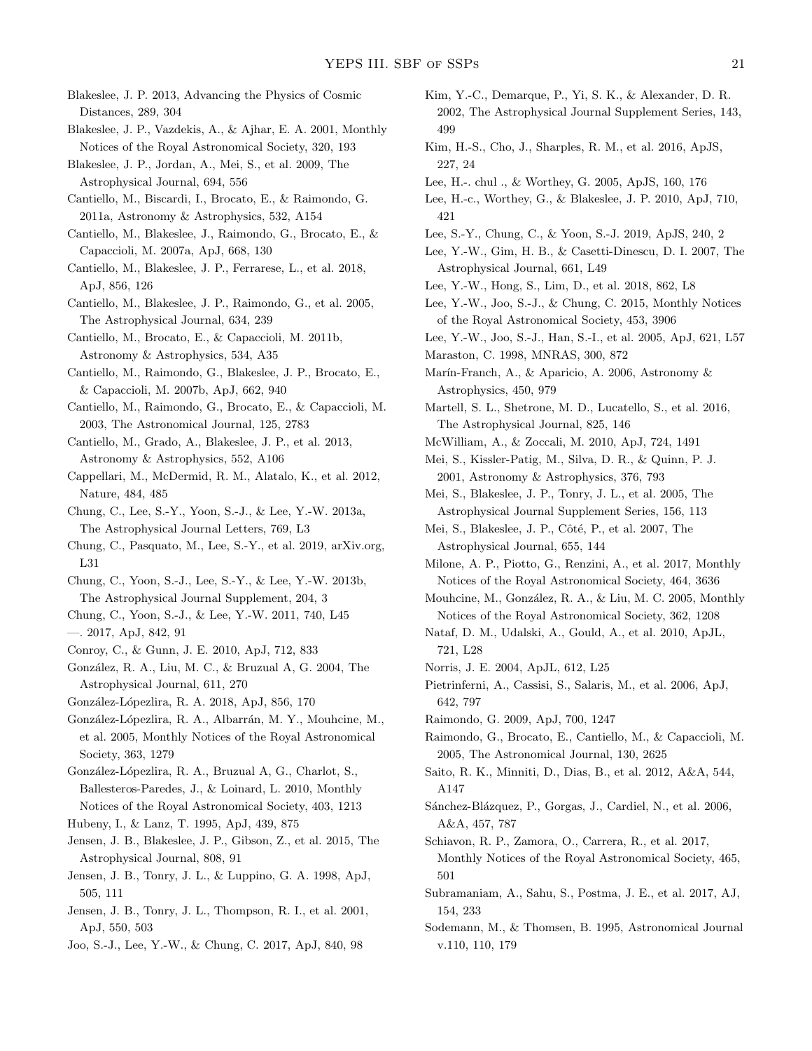Blakeslee, J. P. 2013, Advancing the Physics of Cosmic Distances, 289, 304

Blakeslee, J. P., Vazdekis, A., & Ajhar, E. A. 2001, Monthly Notices of the Royal Astronomical Society, 320, 193

Blakeslee, J. P., Jordan, A., Mei, S., et al. 2009, The Astrophysical Journal, 694, 556

Cantiello, M., Biscardi, I., Brocato, E., & Raimondo, G. 2011a, Astronomy & Astrophysics, 532, A154

Cantiello, M., Blakeslee, J., Raimondo, G., Brocato, E., & Capaccioli, M. 2007a, ApJ, 668, 130

Cantiello, M., Blakeslee, J. P., Ferrarese, L., et al. 2018, ApJ, 856, 126

Cantiello, M., Blakeslee, J. P., Raimondo, G., et al. 2005, The Astrophysical Journal, 634, 239

Cantiello, M., Brocato, E., & Capaccioli, M. 2011b, Astronomy & Astrophysics, 534, A35

Cantiello, M., Raimondo, G., Blakeslee, J. P., Brocato, E., & Capaccioli, M. 2007b, ApJ, 662, 940

Cantiello, M., Raimondo, G., Brocato, E., & Capaccioli, M. 2003, The Astronomical Journal, 125, 2783

Cantiello, M., Grado, A., Blakeslee, J. P., et al. 2013, Astronomy & Astrophysics, 552, A106

Cappellari, M., McDermid, R. M., Alatalo, K., et al. 2012, Nature, 484, 485

Chung, C., Lee, S.-Y., Yoon, S.-J., & Lee, Y.-W. 2013a, The Astrophysical Journal Letters, 769, L3

Chung, C., Pasquato, M., Lee, S.-Y., et al. 2019, arXiv.org, L31

Chung, C., Yoon, S.-J., Lee, S.-Y., & Lee, Y.-W. 2013b, The Astrophysical Journal Supplement, 204, 3

Chung, C., Yoon, S.-J., & Lee, Y.-W. 2011, 740, L45

—. 2017, ApJ, 842, 91

Conroy, C., & Gunn, J. E. 2010, ApJ, 712, 833

González, R. A., Liu, M. C., & Bruzual A, G. 2004, The Astrophysical Journal, 611, 270

González-Lópezlira, R. A. 2018, ApJ, 856, 170

González-Lópezlira, R. A., Albarrán, M. Y., Mouhcine, M., et al. 2005, Monthly Notices of the Royal Astronomical Society, 363, 1279

González-Lópezlira, R. A., Bruzual A, G., Charlot, S., Ballesteros-Paredes, J., & Loinard, L. 2010, Monthly Notices of the Royal Astronomical Society, 403, 1213

Hubeny, I., & Lanz, T. 1995, ApJ, 439, 875

Jensen, J. B., Blakeslee, J. P., Gibson, Z., et al. 2015, The Astrophysical Journal, 808, 91

Jensen, J. B., Tonry, J. L., & Luppino, G. A. 1998, ApJ, 505, 111

Jensen, J. B., Tonry, J. L., Thompson, R. I., et al. 2001, ApJ, 550, 503

Joo, S.-J., Lee, Y.-W., & Chung, C. 2017, ApJ, 840, 98

Kim, Y.-C., Demarque, P., Yi, S. K., & Alexander, D. R. 2002, The Astrophysical Journal Supplement Series, 143, 499

Kim, H.-S., Cho, J., Sharples, R. M., et al. 2016, ApJS, 227, 24

Lee, H.-. chul ., & Worthey, G. 2005, ApJS, 160, 176

Lee, H.-c., Worthey, G., & Blakeslee, J. P. 2010, ApJ, 710, 421

Lee, S.-Y., Chung, C., & Yoon, S.-J. 2019, ApJS, 240, 2

Lee, Y.-W., Gim, H. B., & Casetti-Dinescu, D. I. 2007, The Astrophysical Journal, 661, L49

Lee, Y.-W., Hong, S., Lim, D., et al. 2018, 862, L8

Lee, Y.-W., Joo, S.-J., & Chung, C. 2015, Monthly Notices of the Royal Astronomical Society, 453, 3906

Lee, Y.-W., Joo, S.-J., Han, S.-I., et al. 2005, ApJ, 621, L57

Maraston, C. 1998, MNRAS, 300, 872

Marín-Franch, A., & Aparicio, A. 2006, Astronomy & Astrophysics, 450, 979

Martell, S. L., Shetrone, M. D., Lucatello, S., et al. 2016, The Astrophysical Journal, 825, 146

McWilliam, A., & Zoccali, M. 2010, ApJ, 724, 1491

Mei, S., Kissler-Patig, M., Silva, D. R., & Quinn, P. J. 2001, Astronomy & Astrophysics, 376, 793

Mei, S., Blakeslee, J. P., Tonry, J. L., et al. 2005, The Astrophysical Journal Supplement Series, 156, 113

Mei, S., Blakeslee, J. P., Côté, P., et al. 2007, The Astrophysical Journal, 655, 144

Milone, A. P., Piotto, G., Renzini, A., et al. 2017, Monthly Notices of the Royal Astronomical Society, 464, 3636

Mouhcine, M., González, R. A., & Liu, M. C. 2005, Monthly Notices of the Royal Astronomical Society, 362, 1208

Nataf, D. M., Udalski, A., Gould, A., et al. 2010, ApJL, 721, L28

Norris, J. E. 2004, ApJL, 612, L25

Pietrinferni, A., Cassisi, S., Salaris, M., et al. 2006, ApJ, 642, 797

Raimondo, G. 2009, ApJ, 700, 1247

Raimondo, G., Brocato, E., Cantiello, M., & Capaccioli, M. 2005, The Astronomical Journal, 130, 2625

Saito, R. K., Minniti, D., Dias, B., et al. 2012, A&A, 544, A147

Sánchez-Blázquez, P., Gorgas, J., Cardiel, N., et al. 2006, A&A, 457, 787

Schiavon, R. P., Zamora, O., Carrera, R., et al. 2017, Monthly Notices of the Royal Astronomical Society, 465, 501

Subramaniam, A., Sahu, S., Postma, J. E., et al. 2017, AJ, 154, 233

Sodemann, M., & Thomsen, B. 1995, Astronomical Journal v.110, 110, 179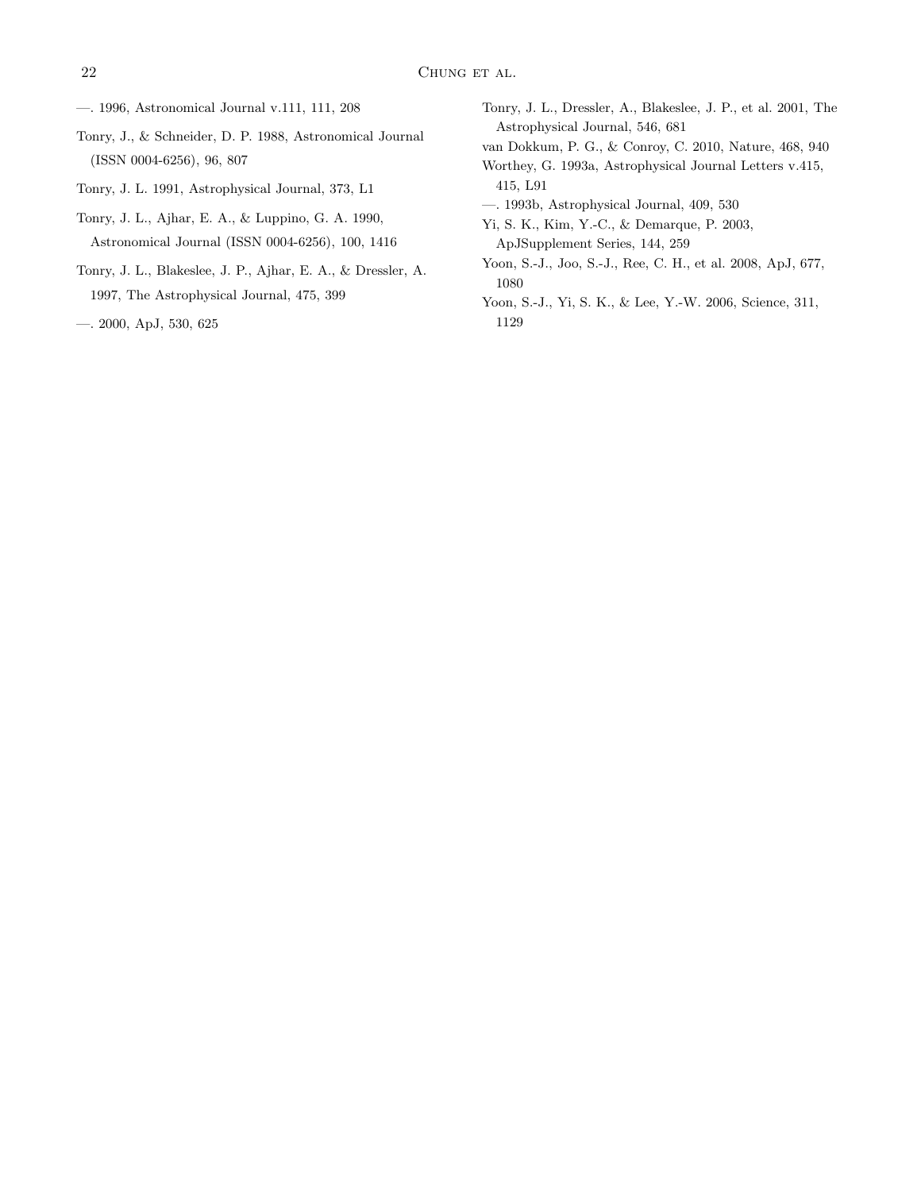—. 1996, Astronomical Journal v.111, 111, 208

Tonry, J., & Schneider, D. P. 1988, Astronomical Journal (ISSN 0004-6256), 96, 807

Tonry, J. L. 1991, Astrophysical Journal, 373, L1

Tonry, J. L., Ajhar, E. A., & Luppino, G. A. 1990, Astronomical Journal (ISSN 0004-6256), 100, 1416

Tonry, J. L., Blakeslee, J. P., Ajhar, E. A., & Dressler, A. 1997, The Astrophysical Journal, 475, 399

—. 2000, ApJ, 530, 625

Tonry, J. L., Dressler, A., Blakeslee, J. P., et al. 2001, The Astrophysical Journal, 546, 681

van Dokkum, P. G., & Conroy, C. 2010, Nature, 468, 940

Worthey, G. 1993a, Astrophysical Journal Letters v.415, 415, L91

—. 1993b, Astrophysical Journal, 409, 530

Yi, S. K., Kim, Y.-C., & Demarque, P. 2003, ApJSupplement Series, 144, 259

Yoon, S.-J., Joo, S.-J., Ree, C. H., et al. 2008, ApJ, 677, 1080

Yoon, S.-J., Yi, S. K., & Lee, Y.-W. 2006, Science, 311, 1129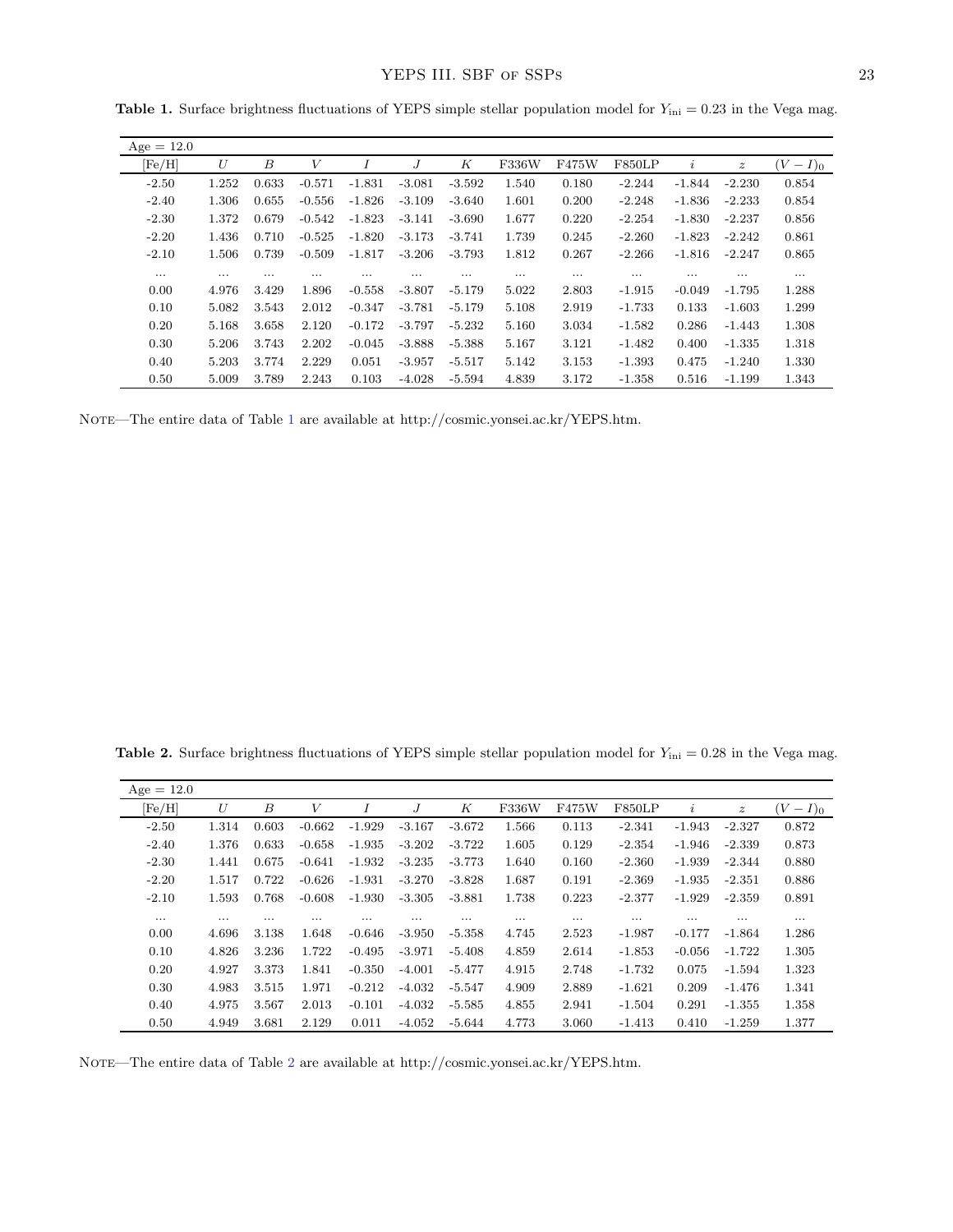**Table 1.** Surface brightness fluctuations of YEPS simple stellar population model for $Y_{\rm ini} = 0.23$ in the Vega mag.

| Age = 12.0 | | | | | | | | | | | | |
|---|---|---|---|---|---|---|---|---|---|---|---|---|
| [Fe/H] | $U$ | $B$ | $V$ | $I$ | $J$ | $K$ | F336W | F475W | F850LP | $i$ | $z$ | $(V-I)_0$ |
| -2.50 | 1.252 | 0.633 | -0.571 | -1.831 | -3.081 | -3.592 | 1.540 | 0.180 | -2.244 | -1.844 | -2.230 | 0.854 |
| -2.40 | 1.306 | 0.655 | -0.556 | -1.826 | -3.109 | -3.640 | 1.601 | 0.200 | -2.248 | -1.836 | -2.233 | 0.854 |
| -2.30 | 1.372 | 0.679 | -0.542 | -1.823 | -3.141 | -3.690 | 1.677 | 0.220 | -2.254 | -1.830 | -2.237 | 0.856 |
| -2.20 | 1.436 | 0.710 | -0.525 | -1.820 | -3.173 | -3.741 | 1.739 | 0.245 | -2.260 | -1.823 | -2.242 | 0.861 |
| -2.10 | 1.506 | 0.739 | -0.509 | -1.817 | -3.206 | -3.793 | 1.812 | 0.267 | -2.266 | -1.816 | -2.247 | 0.865 |
| ... | ... | ... | ... | ... | ... | ... | ... | ... | ... | ... | ... | ... |
| 0.00 | 4.976 | 3.429 | 1.896 | -0.558 | -3.807 | -5.179 | 5.022 | 2.803 | -1.915 | -0.049 | -1.795 | 1.288 |
| 0.10 | 5.082 | 3.543 | 2.012 | -0.347 | -3.781 | -5.179 | 5.108 | 2.919 | -1.733 | 0.133 | -1.603 | 1.299 |
| 0.20 | 5.168 | 3.658 | 2.120 | -0.172 | -3.797 | -5.232 | 5.160 | 3.034 | -1.582 | 0.286 | -1.443 | 1.308 |
| 0.30 | 5.206 | 3.743 | 2.202 | -0.045 | -3.888 | -5.388 | 5.167 | 3.121 | -1.482 | 0.400 | -1.335 | 1.318 |
| 0.40 | 5.203 | 3.774 | 2.229 | 0.051 | -3.957 | -5.517 | 5.142 | 3.153 | -1.393 | 0.475 | -1.240 | 1.330 |
| 0.50 | 5.009 | 3.789 | 2.243 | 0.103 | -4.028 | -5.594 | 4.839 | 3.172 | -1.358 | 0.516 | -1.199 | 1.343 |

NOTE—The entire data of Table 1 are available at http://cosmic.yonsei.ac.kr/YEPS.htm.

**Table 2.** Surface brightness fluctuations of YEPS simple stellar population model for $Y_{\rm ini} = 0.28$ in the Vega mag.

| Age = 12.0 | | | | | | | | | | | | |
|---|---|---|---|---|---|---|---|---|---|---|---|---|
| [Fe/H] | $U$ | $B$ | $V$ | $I$ | $J$ | $K$ | F336W | F475W | F850LP | $i$ | $z$ | $(V-I)_0$ |
| -2.50 | 1.314 | 0.603 | -0.662 | -1.929 | -3.167 | -3.672 | 1.566 | 0.113 | -2.341 | -1.943 | -2.327 | 0.872 |
| -2.40 | 1.376 | 0.633 | -0.658 | -1.935 | -3.202 | -3.722 | 1.605 | 0.129 | -2.354 | -1.946 | -2.339 | 0.873 |
| -2.30 | 1.441 | 0.675 | -0.641 | -1.932 | -3.235 | -3.773 | 1.640 | 0.160 | -2.360 | -1.939 | -2.344 | 0.880 |
| -2.20 | 1.517 | 0.722 | -0.626 | -1.931 | -3.270 | -3.828 | 1.687 | 0.191 | -2.369 | -1.935 | -2.351 | 0.886 |
| -2.10 | 1.593 | 0.768 | -0.608 | -1.930 | -3.305 | -3.881 | 1.738 | 0.223 | -2.377 | -1.929 | -2.359 | 0.891 |
| ... | ... | ... | ... | ... | ... | ... | ... | ... | ... | ... | ... | ... |
| 0.00 | 4.696 | 3.138 | 1.648 | -0.646 | -3.950 | -5.358 | 4.745 | 2.523 | -1.987 | -0.177 | -1.864 | 1.286 |
| 0.10 | 4.826 | 3.236 | 1.722 | -0.495 | -3.971 | -5.408 | 4.859 | 2.614 | -1.853 | -0.056 | -1.722 | 1.305 |
| 0.20 | 4.927 | 3.373 | 1.841 | -0.350 | -4.001 | -5.477 | 4.915 | 2.748 | -1.732 | 0.075 | -1.594 | 1.323 |
| 0.30 | 4.983 | 3.515 | 1.971 | -0.212 | -4.032 | -5.547 | 4.909 | 2.889 | -1.621 | 0.209 | -1.476 | 1.341 |
| 0.40 | 4.975 | 3.567 | 2.013 | -0.101 | -4.032 | -5.585 | 4.855 | 2.941 | -1.504 | 0.291 | -1.355 | 1.358 |
| 0.50 | 4.949 | 3.681 | 2.129 | 0.011 | -4.052 | -5.644 | 4.773 | 3.060 | -1.413 | 0.410 | -1.259 | 1.377 |

NOTE—The entire data of Table 2 are available at http://cosmic.yonsei.ac.kr/YEPS.htm.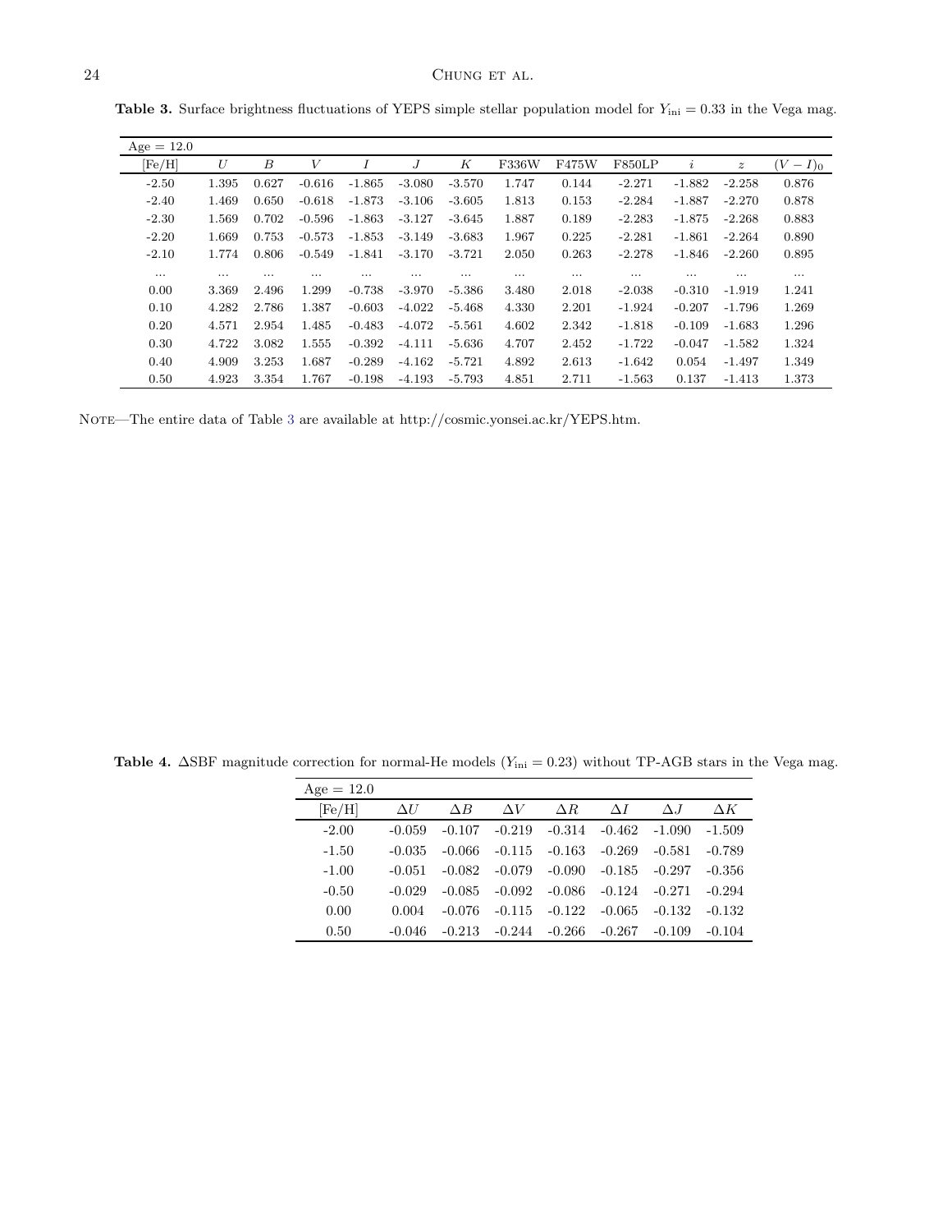**Table 3.** Surface brightness fluctuations of YEPS simple stellar population model for $Y_{\rm ini} = 0.33$ in the Vega mag.

| Age = 12.0 | | | | | | | | | | | | |
|---|---|---|---|---|---|---|---|---|---|---|---|---|
| [Fe/H] | $U$ | $B$ | $V$ | $I$ | $J$ | $K$ | F336W | F475W | F850LP | $i$ | $z$ | $(V-I)_0$ |
| -2.50 | 1.395 | 0.627 | -0.616 | -1.865 | -3.080 | -3.570 | 1.747 | 0.144 | -2.271 | -1.882 | -2.258 | 0.876 |
| -2.40 | 1.469 | 0.650 | -0.618 | -1.873 | -3.106 | -3.605 | 1.813 | 0.153 | -2.284 | -1.887 | -2.270 | 0.878 |
| -2.30 | 1.569 | 0.702 | -0.596 | -1.863 | -3.127 | -3.645 | 1.887 | 0.189 | -2.283 | -1.875 | -2.268 | 0.883 |
| -2.20 | 1.669 | 0.753 | -0.573 | -1.853 | -3.149 | -3.683 | 1.967 | 0.225 | -2.281 | -1.861 | -2.264 | 0.890 |
| -2.10 | 1.774 | 0.806 | -0.549 | -1.841 | -3.170 | -3.721 | 2.050 | 0.263 | -2.278 | -1.846 | -2.260 | 0.895 |
| ... | ... | ... | ... | ... | ... | ... | ... | ... | ... | ... | ... | ... |
| 0.00 | 3.369 | 2.496 | 1.299 | -0.738 | -3.970 | -5.386 | 3.480 | 2.018 | -2.038 | -0.310 | -1.919 | 1.241 |
| 0.10 | 4.282 | 2.786 | 1.387 | -0.603 | -4.022 | -5.468 | 4.330 | 2.201 | -1.924 | -0.207 | -1.796 | 1.269 |
| 0.20 | 4.571 | 2.954 | 1.485 | -0.483 | -4.072 | -5.561 | 4.602 | 2.342 | -1.818 | -0.109 | -1.683 | 1.296 |
| 0.30 | 4.722 | 3.082 | 1.555 | -0.392 | -4.111 | -5.636 | 4.707 | 2.452 | -1.722 | -0.047 | -1.582 | 1.324 |
| 0.40 | 4.909 | 3.253 | 1.687 | -0.289 | -4.162 | -5.721 | 4.892 | 2.613 | -1.642 | 0.054 | -1.497 | 1.349 |
| 0.50 | 4.923 | 3.354 | 1.767 | -0.198 | -4.193 | -5.793 | 4.851 | 2.711 | -1.563 | 0.137 | -1.413 | 1.373 |

NOTE—The entire data of Table 3 are available at http://cosmic.yonsei.ac.kr/YEPS.htm.

**Table 4.** ΔSBF magnitude correction for normal-He models ($Y_{\rm ini} = 0.23$) without TP-AGB stars in the Vega mag.

| Age = 12.0 | | | | | | | |
|---|---|---|---|---|---|---|---|
| [Fe/H] | $\Delta U$ | $\Delta B$ | $\Delta V$ | $\Delta R$ | $\Delta I$ | $\Delta J$ | $\Delta K$ |
| -2.00 | -0.059 | -0.107 | -0.219 | -0.314 | -0.462 | -1.090 | -1.509 |
| -1.50 | -0.035 | -0.066 | -0.115 | -0.163 | -0.269 | -0.581 | -0.789 |
| -1.00 | -0.051 | -0.082 | -0.079 | -0.090 | -0.185 | -0.297 | -0.356 |
| -0.50 | -0.029 | -0.085 | -0.092 | -0.086 | -0.124 | -0.271 | -0.294 |
| 0.00 | 0.004 | -0.076 | -0.115 | -0.122 | -0.065 | -0.132 | -0.132 |
| 0.50 | -0.046 | -0.213 | -0.244 | -0.266 | -0.267 | -0.109 | -0.104 |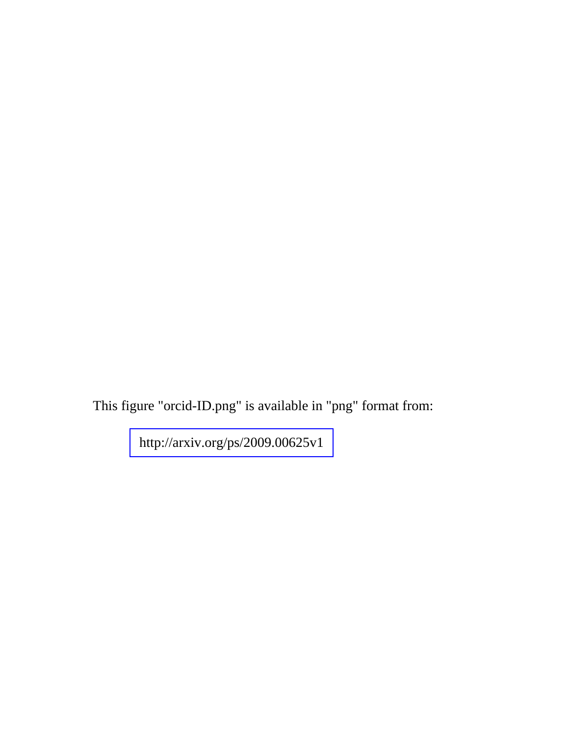This figure "orcid-ID.png" is available in "png" format from:

http://arxiv.org/ps/2009.00625v1